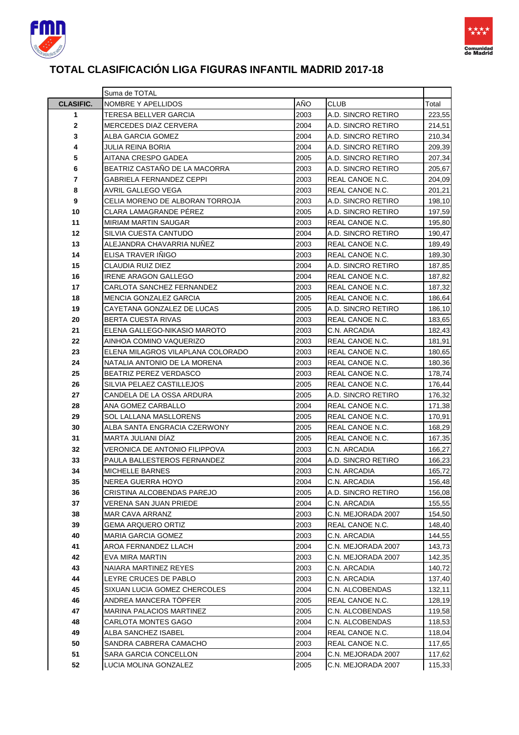# TOTAL CLASIFICACIÓN LIGA FIGURAS INFANTIL MADRID 2017-18

| | Suma de TOTAL | | | |
|---|---|---|---|---|
| **CLASIFIC.** | NOMBRE Y APELLIDOS | AÑO | CLUB | Total |
| **1** | TERESA BELLVER GARCIA | 2003 | A.D. SINCRO RETIRO | 223,55 |
| **2** | MERCEDES DIAZ CERVERA | 2004 | A.D. SINCRO RETIRO | 214,51 |
| **3** | ALBA GARCIA GOMEZ | 2004 | A.D. SINCRO RETIRO | 210,34 |
| **4** | JULIA REINA BORIA | 2004 | A.D. SINCRO RETIRO | 209,39 |
| **5** | AITANA CRESPO GADEA | 2005 | A.D. SINCRO RETIRO | 207,34 |
| **6** | BEATRIZ CASTAÑO DE LA MACORRA | 2003 | A.D. SINCRO RETIRO | 205,67 |
| **7** | GABRIELA FERNANDEZ CEPPI | 2003 | REAL CANOE N.C. | 204,09 |
| **8** | AVRIL GALLEGO VEGA | 2003 | REAL CANOE N.C. | 201,21 |
| **9** | CELIA MORENO DE ALBORAN TORROJA | 2003 | A.D. SINCRO RETIRO | 198,10 |
| **10** | CLARA LAMAGRANDE PÉREZ | 2005 | A.D. SINCRO RETIRO | 197,59 |
| **11** | MIRIAM MARTIN SAUGAR | 2003 | REAL CANOE N.C. | 195,80 |
| **12** | SILVIA CUESTA CANTUDO | 2004 | A.D. SINCRO RETIRO | 190,47 |
| **13** | ALEJANDRA CHAVARRIA NUÑEZ | 2003 | REAL CANOE N.C. | 189,49 |
| **14** | ELISA TRAVER IÑIGO | 2003 | REAL CANOE N.C. | 189,30 |
| **15** | CLAUDIA RUIZ DIEZ | 2004 | A.D. SINCRO RETIRO | 187,85 |
| **16** | IRENE ARAGON GALLEGO | 2004 | REAL CANOE N.C. | 187,82 |
| **17** | CARLOTA SANCHEZ FERNANDEZ | 2003 | REAL CANOE N.C. | 187,32 |
| **18** | MENCIA GONZALEZ GARCIA | 2005 | REAL CANOE N.C. | 186,64 |
| **19** | CAYETANA GONZALEZ DE LUCAS | 2005 | A.D. SINCRO RETIRO | 186,10 |
| **20** | BERTA CUESTA RIVAS | 2003 | REAL CANOE N.C. | 183,65 |
| **21** | ELENA GALLEGO-NIKASIO MAROTO | 2003 | C.N. ARCADIA | 182,43 |
| **22** | AINHOA COMINO VAQUERIZO | 2003 | REAL CANOE N.C. | 181,91 |
| **23** | ELENA MILAGROS VILAPLANA COLORADO | 2003 | REAL CANOE N.C. | 180,65 |
| **24** | NATALIA ANTONIO DE LA MORENA | 2003 | REAL CANOE N.C. | 180,36 |
| **25** | BEATRIZ PEREZ VERDASCO | 2003 | REAL CANOE N.C. | 178,74 |
| **26** | SILVIA PELAEZ CASTILLEJOS | 2005 | REAL CANOE N.C. | 176,44 |
| **27** | CANDELA DE LA OSSA ARDURA | 2005 | A.D. SINCRO RETIRO | 176,32 |
| **28** | ANA GOMEZ CARBALLO | 2004 | REAL CANOE N.C. | 171,38 |
| **29** | SOL LALLANA MASLLORENS | 2005 | REAL CANOE N.C. | 170,91 |
| **30** | ALBA SANTA ENGRACIA CZERWONY | 2005 | REAL CANOE N.C. | 168,29 |
| **31** | MARTA JULIANI DÍAZ | 2005 | REAL CANOE N.C. | 167,35 |
| **32** | VERONICA DE ANTONIO FILIPPOVA | 2003 | C.N. ARCADIA | 166,27 |
| **33** | PAULA BALLESTEROS FERNANDEZ | 2004 | A.D. SINCRO RETIRO | 166,23 |
| **34** | MICHELLE BARNES | 2003 | C.N. ARCADIA | 165,72 |
| **35** | NEREA GUERRA HOYO | 2004 | C.N. ARCADIA | 156,48 |
| **36** | CRISTINA ALCOBENDAS PAREJO | 2005 | A.D. SINCRO RETIRO | 156,08 |
| **37** | VERENA SAN JUAN PRIEDE | 2004 | C.N. ARCADIA | 155,55 |
| **38** | MAR CAVA ARRANZ | 2003 | C.N. MEJORADA 2007 | 154,50 |
| **39** | GEMA ARQUERO ORTIZ | 2003 | REAL CANOE N.C. | 148,40 |
| **40** | MARIA GARCIA GOMEZ | 2003 | C.N. ARCADIA | 144,55 |
| **41** | AROA FERNANDEZ LLACH | 2004 | C.N. MEJORADA 2007 | 143,73 |
| **42** | EVA MIRA MARTIN | 2003 | C.N. MEJORADA 2007 | 142,35 |
| **43** | NAIARA MARTINEZ REYES | 2003 | C.N. ARCADIA | 140,72 |
| **44** | LEYRE CRUCES DE PABLO | 2003 | C.N. ARCADIA | 137,40 |
| **45** | SIXUAN LUCIA GOMEZ CHERCOLES | 2004 | C.N. ALCOBENDAS | 132,11 |
| **46** | ANDREA MANCERA TÖPFER | 2005 | REAL CANOE N.C. | 128,19 |
| **47** | MARINA PALACIOS MARTINEZ | 2005 | C.N. ALCOBENDAS | 119,58 |
| **48** | CARLOTA MONTES GAGO | 2004 | C.N. ALCOBENDAS | 118,53 |
| **49** | ALBA SANCHEZ ISABEL | 2004 | REAL CANOE N.C. | 118,04 |
| **50** | SANDRA CABRERA CAMACHO | 2003 | REAL CANOE N.C. | 117,65 |
| **51** | SARA GARCIA CONCELLON | 2004 | C.N. MEJORADA 2007 | 117,62 |
| **52** | LUCIA MOLINA GONZALEZ | 2005 | C.N. MEJORADA 2007 | 115,33 |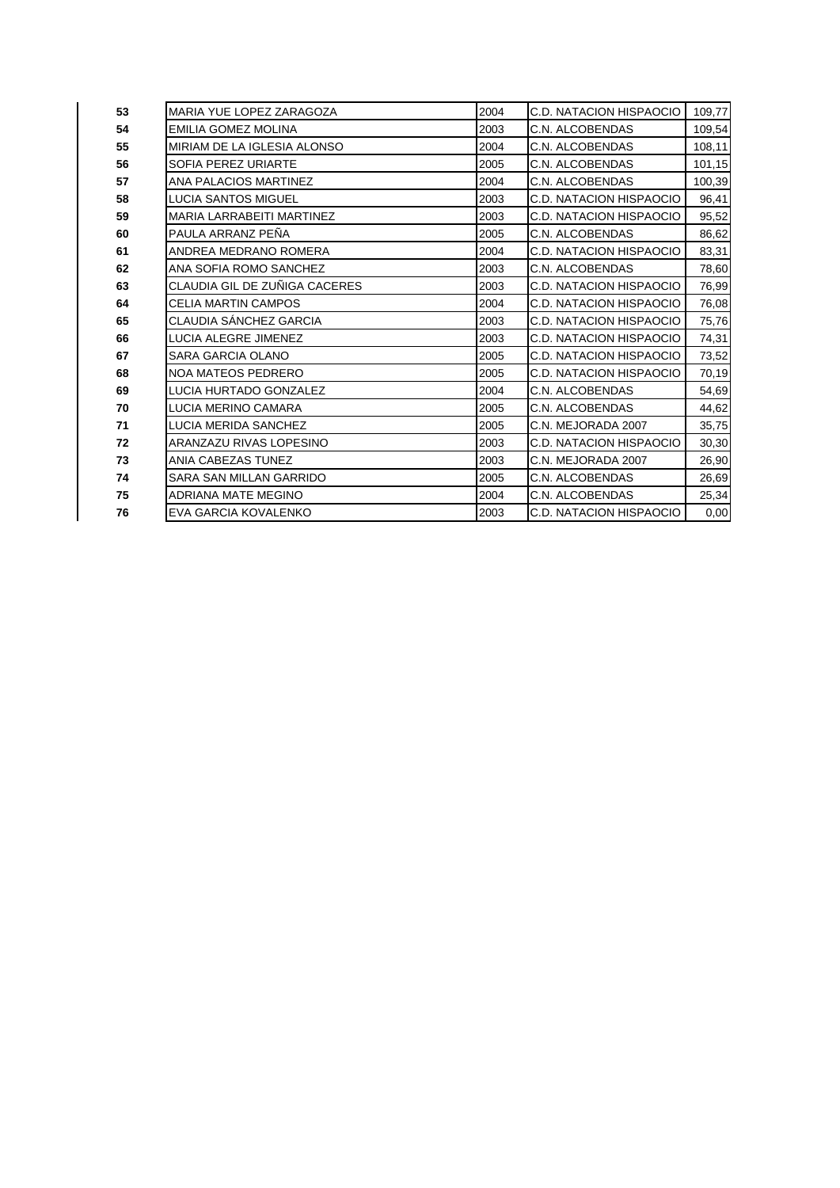| | | | | |
|---|---|---|---|---|
| **53** | MARIA YUE LOPEZ ZARAGOZA | 2004 | C.D. NATACION HISPAOCIO | 109,77 |
| **54** | EMILIA GOMEZ MOLINA | 2003 | C.N. ALCOBENDAS | 109,54 |
| **55** | MIRIAM DE LA IGLESIA ALONSO | 2004 | C.N. ALCOBENDAS | 108,11 |
| **56** | SOFIA PEREZ URIARTE | 2005 | C.N. ALCOBENDAS | 101,15 |
| **57** | ANA PALACIOS MARTINEZ | 2004 | C.N. ALCOBENDAS | 100,39 |
| **58** | LUCIA SANTOS MIGUEL | 2003 | C.D. NATACION HISPAOCIO | 96,41 |
| **59** | MARIA LARRABEITI MARTINEZ | 2003 | C.D. NATACION HISPAOCIO | 95,52 |
| **60** | PAULA ARRANZ PEÑA | 2005 | C.N. ALCOBENDAS | 86,62 |
| **61** | ANDREA MEDRANO ROMERA | 2004 | C.D. NATACION HISPAOCIO | 83,31 |
| **62** | ANA SOFIA ROMO SANCHEZ | 2003 | C.N. ALCOBENDAS | 78,60 |
| **63** | CLAUDIA GIL DE ZUÑIGA CACERES | 2003 | C.D. NATACION HISPAOCIO | 76,99 |
| **64** | CELIA MARTIN CAMPOS | 2004 | C.D. NATACION HISPAOCIO | 76,08 |
| **65** | CLAUDIA SÁNCHEZ GARCIA | 2003 | C.D. NATACION HISPAOCIO | 75,76 |
| **66** | LUCIA ALEGRE JIMENEZ | 2003 | C.D. NATACION HISPAOCIO | 74,31 |
| **67** | SARA GARCIA OLANO | 2005 | C.D. NATACION HISPAOCIO | 73,52 |
| **68** | NOA MATEOS PEDRERO | 2005 | C.D. NATACION HISPAOCIO | 70,19 |
| **69** | LUCIA HURTADO GONZALEZ | 2004 | C.N. ALCOBENDAS | 54,69 |
| **70** | LUCIA MERINO CAMARA | 2005 | C.N. ALCOBENDAS | 44,62 |
| **71** | LUCIA MERIDA SANCHEZ | 2005 | C.N. MEJORADA 2007 | 35,75 |
| **72** | ARANZAZU RIVAS LOPESINO | 2003 | C.D. NATACION HISPAOCIO | 30,30 |
| **73** | ANIA CABEZAS TUNEZ | 2003 | C.N. MEJORADA 2007 | 26,90 |
| **74** | SARA SAN MILLAN GARRIDO | 2005 | C.N. ALCOBENDAS | 26,69 |
| **75** | ADRIANA MATE MEGINO | 2004 | C.N. ALCOBENDAS | 25,34 |
| **76** | EVA GARCIA KOVALENKO | 2003 | C.D. NATACION HISPAOCIO | 0,00 |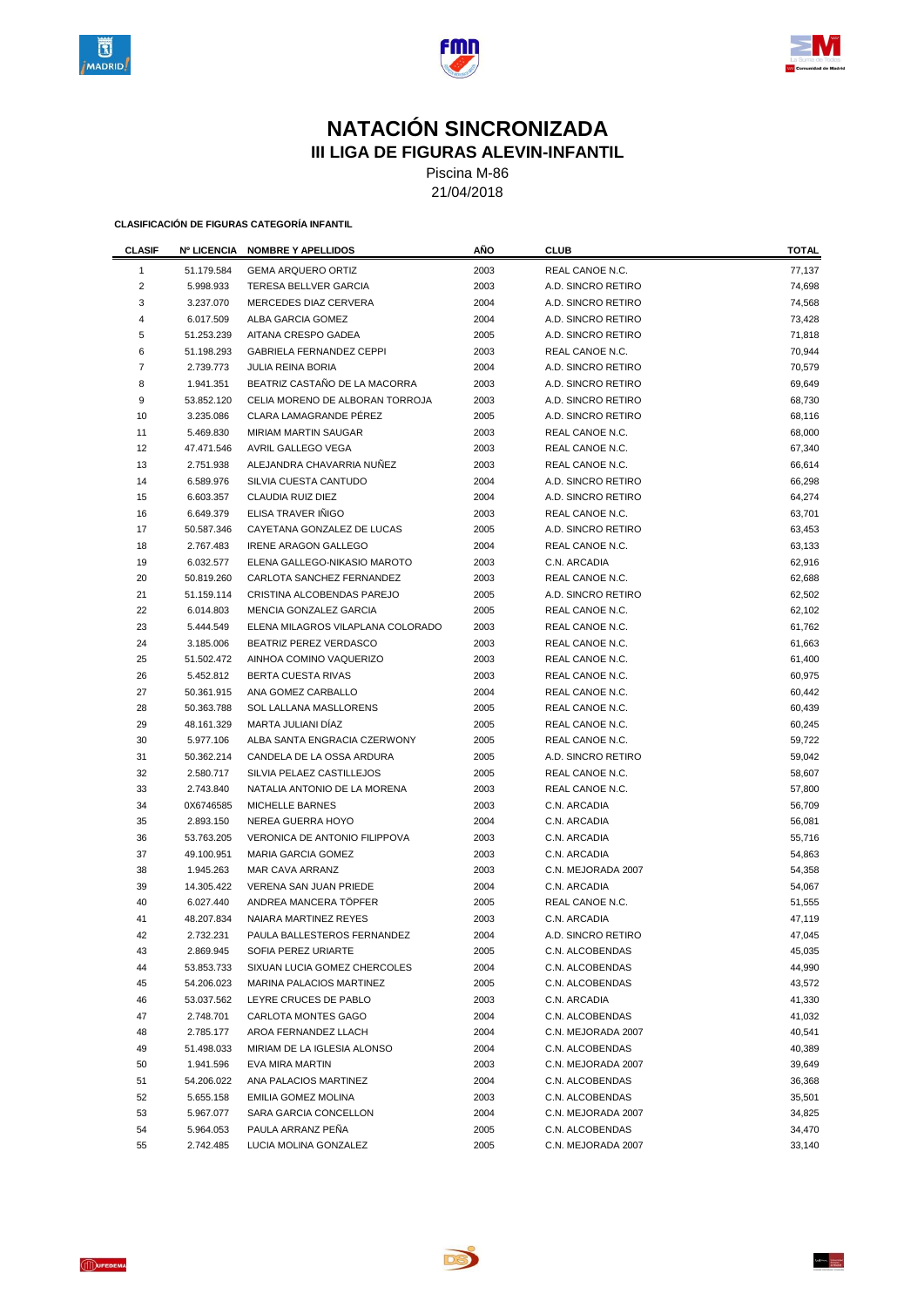# NATACIÓN SINCRONIZADA

## III LIGA DE FIGURAS ALEVIN-INFANTIL

Piscina M-86

21/04/2018

**CLASIFICACIÓN DE FIGURAS CATEGORÍA INFANTIL**

| CLASIF | Nº LICENCIA | NOMBRE Y APELLIDOS | AÑO | CLUB | TOTAL |
|---|---|---|---|---|---|
| 1 | 51.179.584 | GEMA ARQUERO ORTIZ | 2003 | REAL CANOE N.C. | 77,137 |
| 2 | 5.998.933 | TERESA BELLVER GARCIA | 2003 | A.D. SINCRO RETIRO | 74,698 |
| 3 | 3.237.070 | MERCEDES DIAZ CERVERA | 2004 | A.D. SINCRO RETIRO | 74,568 |
| 4 | 6.017.509 | ALBA GARCIA GOMEZ | 2004 | A.D. SINCRO RETIRO | 73,428 |
| 5 | 51.253.239 | AITANA CRESPO GADEA | 2005 | A.D. SINCRO RETIRO | 71,818 |
| 6 | 51.198.293 | GABRIELA FERNANDEZ CEPPI | 2003 | REAL CANOE N.C. | 70,944 |
| 7 | 2.739.773 | JULIA REINA BORIA | 2004 | A.D. SINCRO RETIRO | 70,579 |
| 8 | 1.941.351 | BEATRIZ CASTAÑO DE LA MACORRA | 2003 | A.D. SINCRO RETIRO | 69,649 |
| 9 | 53.852.120 | CELIA MORENO DE ALBORAN TORROJA | 2003 | A.D. SINCRO RETIRO | 68,730 |
| 10 | 3.235.086 | CLARA LAMAGRANDE PÉREZ | 2005 | A.D. SINCRO RETIRO | 68,116 |
| 11 | 5.469.830 | MIRIAM MARTIN SAUGAR | 2003 | REAL CANOE N.C. | 68,000 |
| 12 | 47.471.546 | AVRIL GALLEGO VEGA | 2003 | REAL CANOE N.C. | 67,340 |
| 13 | 2.751.938 | ALEJANDRA CHAVARRIA NUÑEZ | 2003 | REAL CANOE N.C. | 66,614 |
| 14 | 6.589.976 | SILVIA CUESTA CANTUDO | 2004 | A.D. SINCRO RETIRO | 66,298 |
| 15 | 6.603.357 | CLAUDIA RUIZ DIEZ | 2004 | A.D. SINCRO RETIRO | 64,274 |
| 16 | 6.649.379 | ELISA TRAVER IÑIGO | 2003 | REAL CANOE N.C. | 63,701 |
| 17 | 50.587.346 | CAYETANA GONZALEZ DE LUCAS | 2005 | A.D. SINCRO RETIRO | 63,453 |
| 18 | 2.767.483 | IRENE ARAGON GALLEGO | 2004 | REAL CANOE N.C. | 63,133 |
| 19 | 6.032.577 | ELENA GALLEGO-NIKASIO MAROTO | 2003 | C.N. ARCADIA | 62,916 |
| 20 | 50.819.260 | CARLOTA SANCHEZ FERNANDEZ | 2003 | REAL CANOE N.C. | 62,688 |
| 21 | 51.159.114 | CRISTINA ALCOBENDAS PAREJO | 2005 | A.D. SINCRO RETIRO | 62,502 |
| 22 | 6.014.803 | MENCIA GONZALEZ GARCIA | 2005 | REAL CANOE N.C. | 62,102 |
| 23 | 5.444.549 | ELENA MILAGROS VILAPLANA COLORADO | 2003 | REAL CANOE N.C. | 61,762 |
| 24 | 3.185.006 | BEATRIZ PEREZ VERDASCO | 2003 | REAL CANOE N.C. | 61,663 |
| 25 | 51.502.472 | AINHOA COMINO VAQUERIZO | 2003 | REAL CANOE N.C. | 61,400 |
| 26 | 5.452.812 | BERTA CUESTA RIVAS | 2003 | REAL CANOE N.C. | 60,975 |
| 27 | 50.361.915 | ANA GOMEZ CARBALLO | 2004 | REAL CANOE N.C. | 60,442 |
| 28 | 50.363.788 | SOL LALLANA MASLLORENS | 2005 | REAL CANOE N.C. | 60,439 |
| 29 | 48.161.329 | MARTA JULIANI DÍAZ | 2005 | REAL CANOE N.C. | 60,245 |
| 30 | 5.977.106 | ALBA SANTA ENGRACIA CZERWONY | 2005 | REAL CANOE N.C. | 59,722 |
| 31 | 50.362.214 | CANDELA DE LA OSSA ARDURA | 2005 | A.D. SINCRO RETIRO | 59,042 |
| 32 | 2.580.717 | SILVIA PELAEZ CASTILLEJOS | 2005 | REAL CANOE N.C. | 58,607 |
| 33 | 2.743.840 | NATALIA ANTONIO DE LA MORENA | 2003 | REAL CANOE N.C. | 57,800 |
| 34 | 0X6746585 | MICHELLE BARNES | 2003 | C.N. ARCADIA | 56,709 |
| 35 | 2.893.150 | NEREA GUERRA HOYO | 2004 | C.N. ARCADIA | 56,081 |
| 36 | 53.763.205 | VERONICA DE ANTONIO FILIPPOVA | 2003 | C.N. ARCADIA | 55,716 |
| 37 | 49.100.951 | MARIA GARCIA GOMEZ | 2003 | C.N. ARCADIA | 54,863 |
| 38 | 1.945.263 | MAR CAVA ARRANZ | 2003 | C.N. MEJORADA 2007 | 54,358 |
| 39 | 14.305.422 | VERENA SAN JUAN PRIEDE | 2004 | C.N. ARCADIA | 54,067 |
| 40 | 6.027.440 | ANDREA MANCERA TÖPFER | 2005 | REAL CANOE N.C. | 51,555 |
| 41 | 48.207.834 | NAIARA MARTINEZ REYES | 2003 | C.N. ARCADIA | 47,119 |
| 42 | 2.732.231 | PAULA BALLESTEROS FERNANDEZ | 2004 | A.D. SINCRO RETIRO | 47,045 |
| 43 | 2.869.945 | SOFIA PEREZ URIARTE | 2005 | C.N. ALCOBENDAS | 45,035 |
| 44 | 53.853.733 | SIXUAN LUCIA GOMEZ CHERCOLES | 2004 | C.N. ALCOBENDAS | 44,990 |
| 45 | 54.206.023 | MARINA PALACIOS MARTINEZ | 2005 | C.N. ALCOBENDAS | 43,572 |
| 46 | 53.037.562 | LEYRE CRUCES DE PABLO | 2003 | C.N. ARCADIA | 41,330 |
| 47 | 2.748.701 | CARLOTA MONTES GAGO | 2004 | C.N. ALCOBENDAS | 41,032 |
| 48 | 2.785.177 | AROA FERNANDEZ LLACH | 2004 | C.N. MEJORADA 2007 | 40,541 |
| 49 | 51.498.033 | MIRIAM DE LA IGLESIA ALONSO | 2004 | C.N. ALCOBENDAS | 40,389 |
| 50 | 1.941.596 | EVA MIRA MARTIN | 2003 | C.N. MEJORADA 2007 | 39,649 |
| 51 | 54.206.022 | ANA PALACIOS MARTINEZ | 2004 | C.N. ALCOBENDAS | 36,368 |
| 52 | 5.655.158 | EMILIA GOMEZ MOLINA | 2003 | C.N. ALCOBENDAS | 35,501 |
| 53 | 5.967.077 | SARA GARCIA CONCELLON | 2004 | C.N. MEJORADA 2007 | 34,825 |
| 54 | 5.964.053 | PAULA ARRANZ PEÑA | 2005 | C.N. ALCOBENDAS | 34,470 |
| 55 | 2.742.485 | LUCIA MOLINA GONZALEZ | 2005 | C.N. MEJORADA 2007 | 33,140 |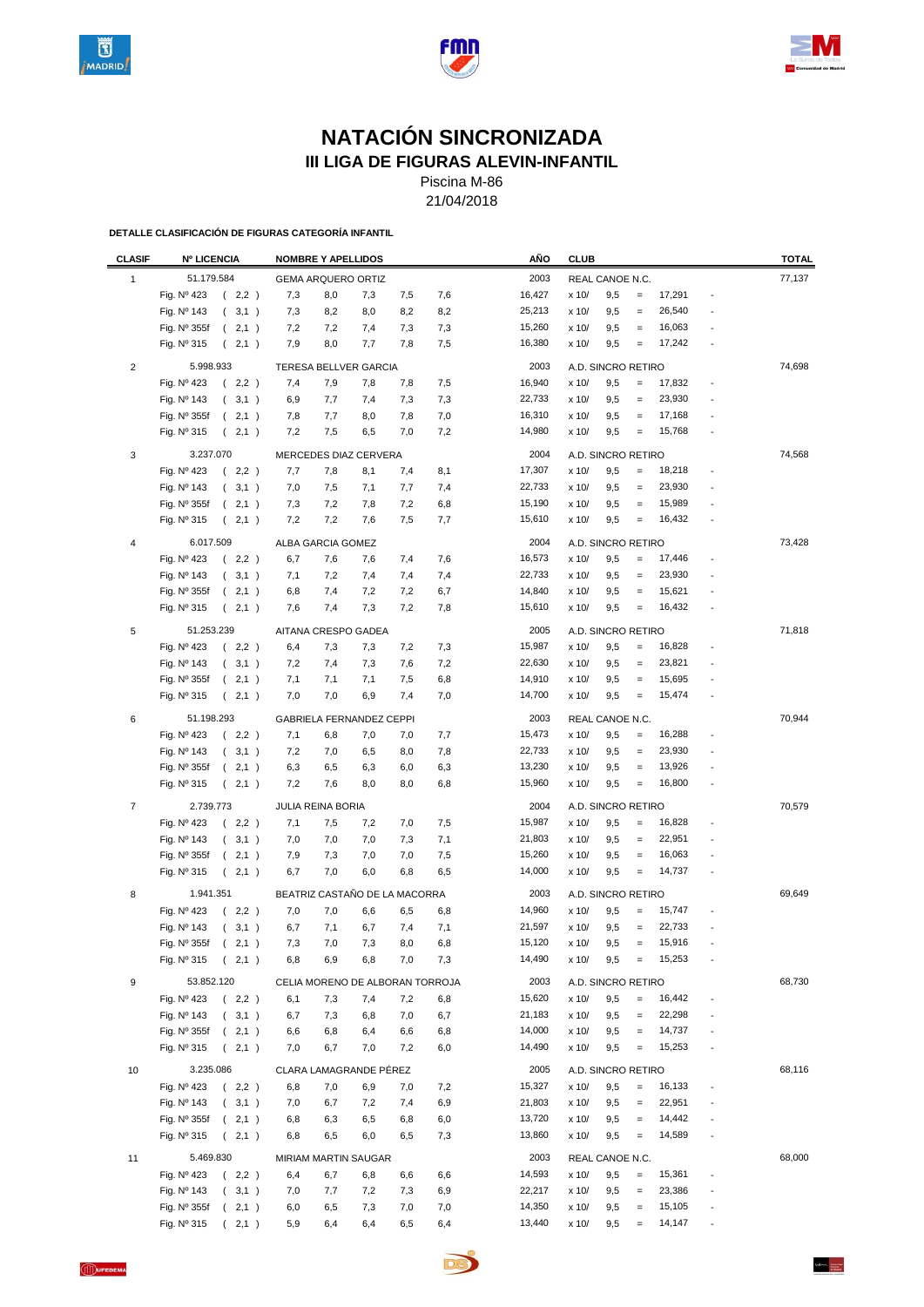# NATACIÓN SINCRONIZADA

## III LIGA DE FIGURAS ALEVIN-INFANTIL

Piscina M-86

21/04/2018

**DETALLE CLASIFICACIÓN DE FIGURAS CATEGORÍA INFANTIL**

| CLASIF | Nº LICENCIA | | NOMBRE Y APELLIDOS | | | | | AÑO | CLUB | | | | | TOTAL |
|---|---|---|---|---|---|---|---|---|---|---|---|---|---|---|
| 1 | 51.179.584 | | GEMA ARQUERO ORTIZ | | | | | 2003 | REAL CANOE N.C. | | | | | 77,137 |
| | Fig. Nº 423 | ( 2,2 ) | 7,3 | 8,0 | 7,3 | 7,5 | 7,6 | 16,427 | x 10/ | 9,5 | = | 17,291 | - | |
| | Fig. Nº 143 | ( 3,1 ) | 7,3 | 8,2 | 8,0 | 8,2 | 8,2 | 25,213 | x 10/ | 9,5 | = | 26,540 | - | |
| | Fig. Nº 355f | ( 2,1 ) | 7,2 | 7,2 | 7,4 | 7,3 | 7,3 | 15,260 | x 10/ | 9,5 | = | 16,063 | - | |
| | Fig. Nº 315 | ( 2,1 ) | 7,9 | 8,0 | 7,7 | 7,8 | 7,5 | 16,380 | x 10/ | 9,5 | = | 17,242 | - | |
| 2 | 5.998.933 | | TERESA BELLVER GARCIA | | | | | 2003 | A.D. SINCRO RETIRO | | | | | 74,698 |
| | Fig. Nº 423 | ( 2,2 ) | 7,4 | 7,9 | 7,8 | 7,8 | 7,5 | 16,940 | x 10/ | 9,5 | = | 17,832 | - | |
| | Fig. Nº 143 | ( 3,1 ) | 6,9 | 7,7 | 7,4 | 7,3 | 7,3 | 22,733 | x 10/ | 9,5 | = | 23,930 | - | |
| | Fig. Nº 355f | ( 2,1 ) | 7,8 | 7,7 | 8,0 | 7,8 | 7,0 | 16,310 | x 10/ | 9,5 | = | 17,168 | - | |
| | Fig. Nº 315 | ( 2,1 ) | 7,2 | 7,5 | 6,5 | 7,0 | 7,2 | 14,980 | x 10/ | 9,5 | = | 15,768 | - | |
| 3 | 3.237.070 | | MERCEDES DIAZ CERVERA | | | | | 2004 | A.D. SINCRO RETIRO | | | | | 74,568 |
| | Fig. Nº 423 | ( 2,2 ) | 7,7 | 7,8 | 8,1 | 7,4 | 8,1 | 17,307 | x 10/ | 9,5 | = | 18,218 | - | |
| | Fig. Nº 143 | ( 3,1 ) | 7,0 | 7,5 | 7,1 | 7,7 | 7,4 | 22,733 | x 10/ | 9,5 | = | 23,930 | - | |
| | Fig. Nº 355f | ( 2,1 ) | 7,3 | 7,2 | 7,8 | 7,2 | 6,8 | 15,190 | x 10/ | 9,5 | = | 15,989 | - | |
| | Fig. Nº 315 | ( 2,1 ) | 7,2 | 7,2 | 7,6 | 7,5 | 7,7 | 15,610 | x 10/ | 9,5 | = | 16,432 | - | |
| 4 | 6.017.509 | | ALBA GARCIA GOMEZ | | | | | 2004 | A.D. SINCRO RETIRO | | | | | 73,428 |
| | Fig. Nº 423 | ( 2,2 ) | 6,7 | 7,6 | 7,6 | 7,4 | 7,6 | 16,573 | x 10/ | 9,5 | = | 17,446 | - | |
| | Fig. Nº 143 | ( 3,1 ) | 7,1 | 7,2 | 7,4 | 7,4 | 7,4 | 22,733 | x 10/ | 9,5 | = | 23,930 | - | |
| | Fig. Nº 355f | ( 2,1 ) | 6,8 | 7,4 | 7,2 | 7,2 | 6,7 | 14,840 | x 10/ | 9,5 | = | 15,621 | - | |
| | Fig. Nº 315 | ( 2,1 ) | 7,6 | 7,4 | 7,3 | 7,2 | 7,8 | 15,610 | x 10/ | 9,5 | = | 16,432 | - | |
| 5 | 51.253.239 | | AITANA CRESPO GADEA | | | | | 2005 | A.D. SINCRO RETIRO | | | | | 71,818 |
| | Fig. Nº 423 | ( 2,2 ) | 6,4 | 7,3 | 7,3 | 7,2 | 7,3 | 15,987 | x 10/ | 9,5 | = | 16,828 | - | |
| | Fig. Nº 143 | ( 3,1 ) | 7,2 | 7,4 | 7,3 | 7,6 | 7,2 | 22,630 | x 10/ | 9,5 | = | 23,821 | - | |
| | Fig. Nº 355f | ( 2,1 ) | 7,1 | 7,1 | 7,1 | 7,5 | 6,8 | 14,910 | x 10/ | 9,5 | = | 15,695 | - | |
| | Fig. Nº 315 | ( 2,1 ) | 7,0 | 7,0 | 6,9 | 7,4 | 7,0 | 14,700 | x 10/ | 9,5 | = | 15,474 | - | |
| 6 | 51.198.293 | | GABRIELA FERNANDEZ CEPPI | | | | | 2003 | REAL CANOE N.C. | | | | | 70,944 |
| | Fig. Nº 423 | ( 2,2 ) | 7,1 | 6,8 | 7,0 | 7,0 | 7,7 | 15,473 | x 10/ | 9,5 | = | 16,288 | - | |
| | Fig. Nº 143 | ( 3,1 ) | 7,2 | 7,0 | 6,5 | 8,0 | 7,8 | 22,733 | x 10/ | 9,5 | = | 23,930 | - | |
| | Fig. Nº 355f | ( 2,1 ) | 6,3 | 6,5 | 6,3 | 6,0 | 6,3 | 13,230 | x 10/ | 9,5 | = | 13,926 | - | |
| | Fig. Nº 315 | ( 2,1 ) | 7,2 | 7,6 | 8,0 | 8,0 | 6,8 | 15,960 | x 10/ | 9,5 | = | 16,800 | - | |
| 7 | 2.739.773 | | JULIA REINA BORIA | | | | | 2004 | A.D. SINCRO RETIRO | | | | | 70,579 |
| | Fig. Nº 423 | ( 2,2 ) | 7,1 | 7,5 | 7,2 | 7,0 | 7,5 | 15,987 | x 10/ | 9,5 | = | 16,828 | - | |
| | Fig. Nº 143 | ( 3,1 ) | 7,0 | 7,0 | 7,0 | 7,3 | 7,1 | 21,803 | x 10/ | 9,5 | = | 22,951 | - | |
| | Fig. Nº 355f | ( 2,1 ) | 7,9 | 7,3 | 7,0 | 7,0 | 7,5 | 15,260 | x 10/ | 9,5 | = | 16,063 | - | |
| | Fig. Nº 315 | ( 2,1 ) | 6,7 | 7,0 | 6,0 | 6,8 | 6,5 | 14,000 | x 10/ | 9,5 | = | 14,737 | - | |
| 8 | 1.941.351 | | BEATRIZ CASTAÑO DE LA MACORRA | | | | | 2003 | A.D. SINCRO RETIRO | | | | | 69,649 |
| | Fig. Nº 423 | ( 2,2 ) | 7,0 | 7,0 | 6,6 | 6,5 | 6,8 | 14,960 | x 10/ | 9,5 | = | 15,747 | - | |
| | Fig. Nº 143 | ( 3,1 ) | 6,7 | 7,1 | 6,7 | 7,4 | 7,1 | 21,597 | x 10/ | 9,5 | = | 22,733 | - | |
| | Fig. Nº 355f | ( 2,1 ) | 7,3 | 7,0 | 7,3 | 8,0 | 6,8 | 15,120 | x 10/ | 9,5 | = | 15,916 | - | |
| | Fig. Nº 315 | ( 2,1 ) | 6,8 | 6,9 | 6,8 | 7,0 | 7,3 | 14,490 | x 10/ | 9,5 | = | 15,253 | - | |
| 9 | 53.852.120 | | CELIA MORENO DE ALBORAN TORROJA | | | | | 2003 | A.D. SINCRO RETIRO | | | | | 68,730 |
| | Fig. Nº 423 | ( 2,2 ) | 6,1 | 7,3 | 7,4 | 7,2 | 6,8 | 15,620 | x 10/ | 9,5 | = | 16,442 | - | |
| | Fig. Nº 143 | ( 3,1 ) | 6,7 | 7,3 | 6,8 | 7,0 | 6,7 | 21,183 | x 10/ | 9,5 | = | 22,298 | - | |
| | Fig. Nº 355f | ( 2,1 ) | 6,6 | 6,8 | 6,4 | 6,6 | 6,8 | 14,000 | x 10/ | 9,5 | = | 14,737 | - | |
| | Fig. Nº 315 | ( 2,1 ) | 7,0 | 6,7 | 7,0 | 7,2 | 6,0 | 14,490 | x 10/ | 9,5 | = | 15,253 | - | |
| 10 | 3.235.086 | | CLARA LAMAGRANDE PÉREZ | | | | | 2005 | A.D. SINCRO RETIRO | | | | | 68,116 |
| | Fig. Nº 423 | ( 2,2 ) | 6,8 | 7,0 | 6,9 | 7,0 | 7,2 | 15,327 | x 10/ | 9,5 | = | 16,133 | - | |
| | Fig. Nº 143 | ( 3,1 ) | 7,0 | 6,7 | 7,2 | 7,4 | 6,9 | 21,803 | x 10/ | 9,5 | = | 22,951 | - | |
| | Fig. Nº 355f | ( 2,1 ) | 6,8 | 6,3 | 6,5 | 6,8 | 6,0 | 13,720 | x 10/ | 9,5 | = | 14,442 | - | |
| | Fig. Nº 315 | ( 2,1 ) | 6,8 | 6,5 | 6,0 | 6,5 | 7,3 | 13,860 | x 10/ | 9,5 | = | 14,589 | - | |
| 11 | 5.469.830 | | MIRIAM MARTIN SAUGAR | | | | | 2003 | REAL CANOE N.C. | | | | | 68,000 |
| | Fig. Nº 423 | ( 2,2 ) | 6,4 | 6,7 | 6,8 | 6,6 | 6,6 | 14,593 | x 10/ | 9,5 | = | 15,361 | - | |
| | Fig. Nº 143 | ( 3,1 ) | 7,0 | 7,7 | 7,2 | 7,3 | 6,9 | 22,217 | x 10/ | 9,5 | = | 23,386 | - | |
| | Fig. Nº 355f | ( 2,1 ) | 6,0 | 6,5 | 7,3 | 7,0 | 7,0 | 14,350 | x 10/ | 9,5 | = | 15,105 | - | |
| | Fig. Nº 315 | ( 2,1 ) | 5,9 | 6,4 | 6,4 | 6,5 | 6,4 | 13,440 | x 10/ | 9,5 | = | 14,147 | - | |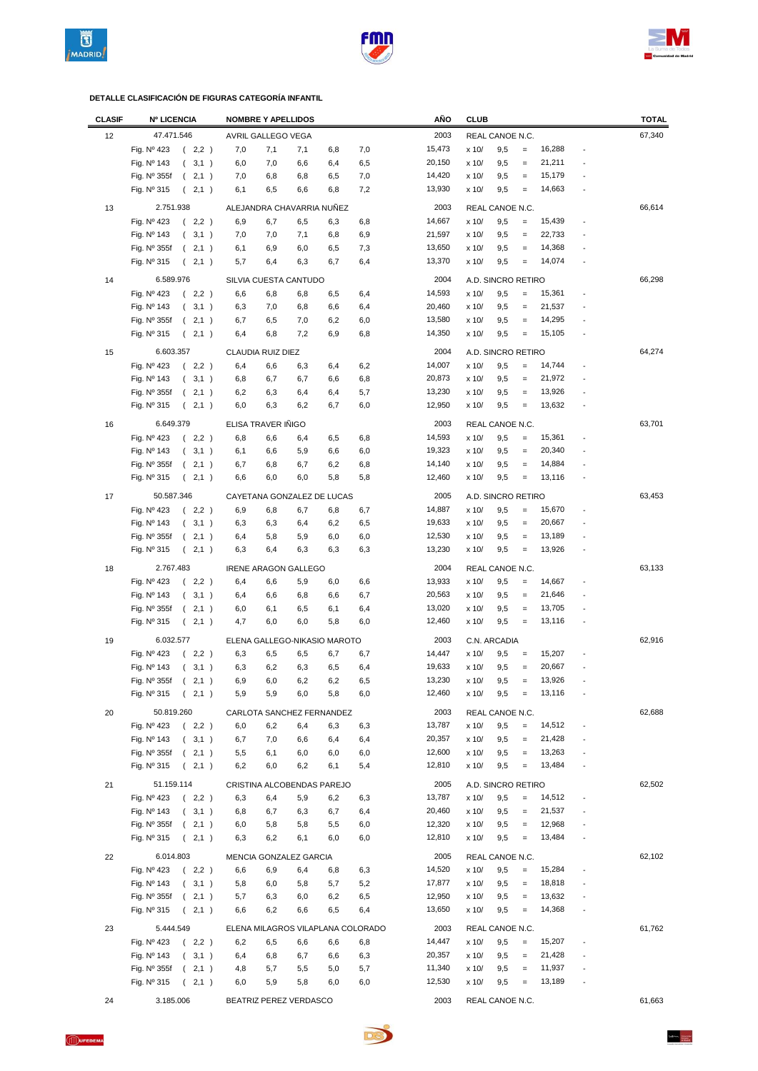**DETALLE CLASIFICACIÓN DE FIGURAS CATEGORÍA INFANTIL**

| CLASIF | Nº LICENCIA | | NOMBRE Y APELLIDOS | | | | | AÑO | CLUB | | | | | TOTAL |
|---|---|---|---|---|---|---|---|---|---|---|---|---|---|---|
| 12 | 47.471.546 | | AVRIL GALLEGO VEGA | | | | | 2003 | REAL CANOE N.C. | | | | | 67,340 |
| | Fig. Nº 423 | ( 2,2 ) | 7,0 | 7,1 | 7,1 | 6,8 | 7,0 | 15,473 | x 10/ | 9,5 | = | 16,288 | - | |
| | Fig. Nº 143 | ( 3,1 ) | 6,0 | 7,0 | 6,6 | 6,4 | 6,5 | 20,150 | x 10/ | 9,5 | = | 21,211 | - | |
| | Fig. Nº 355f | ( 2,1 ) | 7,0 | 6,8 | 6,8 | 6,5 | 7,0 | 14,420 | x 10/ | 9,5 | = | 15,179 | - | |
| | Fig. Nº 315 | ( 2,1 ) | 6,1 | 6,5 | 6,6 | 6,8 | 7,2 | 13,930 | x 10/ | 9,5 | = | 14,663 | - | |
| 13 | 2.751.938 | | ALEJANDRA CHAVARRIA NUÑEZ | | | | | 2003 | REAL CANOE N.C. | | | | | 66,614 |
| | Fig. Nº 423 | ( 2,2 ) | 6,9 | 6,7 | 6,5 | 6,3 | 6,8 | 14,667 | x 10/ | 9,5 | = | 15,439 | - | |
| | Fig. Nº 143 | ( 3,1 ) | 7,0 | 7,0 | 7,1 | 6,8 | 6,9 | 21,597 | x 10/ | 9,5 | = | 22,733 | - | |
| | Fig. Nº 355f | ( 2,1 ) | 6,1 | 6,9 | 6,0 | 6,5 | 7,3 | 13,650 | x 10/ | 9,5 | = | 14,368 | - | |
| | Fig. Nº 315 | ( 2,1 ) | 5,7 | 6,4 | 6,3 | 6,7 | 6,4 | 13,370 | x 10/ | 9,5 | = | 14,074 | - | |
| 14 | 6.589.976 | | SILVIA CUESTA CANTUDO | | | | | 2004 | A.D. SINCRO RETIRO | | | | | 66,298 |
| | Fig. Nº 423 | ( 2,2 ) | 6,6 | 6,8 | 6,8 | 6,5 | 6,4 | 14,593 | x 10/ | 9,5 | = | 15,361 | - | |
| | Fig. Nº 143 | ( 3,1 ) | 6,3 | 7,0 | 6,8 | 6,6 | 6,4 | 20,460 | x 10/ | 9,5 | = | 21,537 | - | |
| | Fig. Nº 355f | ( 2,1 ) | 6,7 | 6,5 | 7,0 | 6,2 | 6,0 | 13,580 | x 10/ | 9,5 | = | 14,295 | - | |
| | Fig. Nº 315 | ( 2,1 ) | 6,4 | 6,8 | 7,2 | 6,9 | 6,8 | 14,350 | x 10/ | 9,5 | = | 15,105 | - | |
| 15 | 6.603.357 | | CLAUDIA RUIZ DIEZ | | | | | 2004 | A.D. SINCRO RETIRO | | | | | 64,274 |
| | Fig. Nº 423 | ( 2,2 ) | 6,4 | 6,6 | 6,3 | 6,4 | 6,2 | 14,007 | x 10/ | 9,5 | = | 14,744 | - | |
| | Fig. Nº 143 | ( 3,1 ) | 6,8 | 6,7 | 6,7 | 6,6 | 6,8 | 20,873 | x 10/ | 9,5 | = | 21,972 | - | |
| | Fig. Nº 355f | ( 2,1 ) | 6,2 | 6,3 | 6,4 | 6,4 | 5,7 | 13,230 | x 10/ | 9,5 | = | 13,926 | - | |
| | Fig. Nº 315 | ( 2,1 ) | 6,0 | 6,3 | 6,2 | 6,7 | 6,0 | 12,950 | x 10/ | 9,5 | = | 13,632 | - | |
| 16 | 6.649.379 | | ELISA TRAVER IÑIGO | | | | | 2003 | REAL CANOE N.C. | | | | | 63,701 |
| | Fig. Nº 423 | ( 2,2 ) | 6,8 | 6,6 | 6,4 | 6,5 | 6,8 | 14,593 | x 10/ | 9,5 | = | 15,361 | - | |
| | Fig. Nº 143 | ( 3,1 ) | 6,1 | 6,6 | 5,9 | 6,6 | 6,0 | 19,323 | x 10/ | 9,5 | = | 20,340 | - | |
| | Fig. Nº 355f | ( 2,1 ) | 6,7 | 6,8 | 6,7 | 6,2 | 6,8 | 14,140 | x 10/ | 9,5 | = | 14,884 | - | |
| | Fig. Nº 315 | ( 2,1 ) | 6,6 | 6,0 | 6,0 | 5,8 | 5,8 | 12,460 | x 10/ | 9,5 | = | 13,116 | - | |
| 17 | 50.587.346 | | CAYETANA GONZALEZ DE LUCAS | | | | | 2005 | A.D. SINCRO RETIRO | | | | | 63,453 |
| | Fig. Nº 423 | ( 2,2 ) | 6,9 | 6,8 | 6,7 | 6,8 | 6,7 | 14,887 | x 10/ | 9,5 | = | 15,670 | - | |
| | Fig. Nº 143 | ( 3,1 ) | 6,3 | 6,3 | 6,4 | 6,2 | 6,5 | 19,633 | x 10/ | 9,5 | = | 20,667 | - | |
| | Fig. Nº 355f | ( 2,1 ) | 6,4 | 5,8 | 5,9 | 6,0 | 6,0 | 12,530 | x 10/ | 9,5 | = | 13,189 | - | |
| | Fig. Nº 315 | ( 2,1 ) | 6,3 | 6,4 | 6,3 | 6,3 | 6,3 | 13,230 | x 10/ | 9,5 | = | 13,926 | - | |
| 18 | 2.767.483 | | IRENE ARAGON GALLEGO | | | | | 2004 | REAL CANOE N.C. | | | | | 63,133 |
| | Fig. Nº 423 | ( 2,2 ) | 6,4 | 6,6 | 5,9 | 6,0 | 6,6 | 13,933 | x 10/ | 9,5 | = | 14,667 | - | |
| | Fig. Nº 143 | ( 3,1 ) | 6,4 | 6,6 | 6,8 | 6,6 | 6,7 | 20,563 | x 10/ | 9,5 | = | 21,646 | - | |
| | Fig. Nº 355f | ( 2,1 ) | 6,0 | 6,1 | 6,5 | 6,1 | 6,4 | 13,020 | x 10/ | 9,5 | = | 13,705 | - | |
| | Fig. Nº 315 | ( 2,1 ) | 4,7 | 6,0 | 6,0 | 5,8 | 6,0 | 12,460 | x 10/ | 9,5 | = | 13,116 | - | |
| 19 | 6.032.577 | | ELENA GALLEGO-NIKASIO MAROTO | | | | | 2003 | C.N. ARCADIA | | | | | 62,916 |
| | Fig. Nº 423 | ( 2,2 ) | 6,3 | 6,5 | 6,5 | 6,7 | 6,7 | 14,447 | x 10/ | 9,5 | = | 15,207 | - | |
| | Fig. Nº 143 | ( 3,1 ) | 6,3 | 6,2 | 6,3 | 6,5 | 6,4 | 19,633 | x 10/ | 9,5 | = | 20,667 | - | |
| | Fig. Nº 355f | ( 2,1 ) | 6,9 | 6,0 | 6,2 | 6,2 | 6,5 | 13,230 | x 10/ | 9,5 | = | 13,926 | - | |
| | Fig. Nº 315 | ( 2,1 ) | 5,9 | 5,9 | 6,0 | 5,8 | 6,0 | 12,460 | x 10/ | 9,5 | = | 13,116 | - | |
| 20 | 50.819.260 | | CARLOTA SANCHEZ FERNANDEZ | | | | | 2003 | REAL CANOE N.C. | | | | | 62,688 |
| | Fig. Nº 423 | ( 2,2 ) | 6,0 | 6,2 | 6,4 | 6,3 | 6,3 | 13,787 | x 10/ | 9,5 | = | 14,512 | - | |
| | Fig. Nº 143 | ( 3,1 ) | 6,7 | 7,0 | 6,6 | 6,4 | 6,4 | 20,357 | x 10/ | 9,5 | = | 21,428 | - | |
| | Fig. Nº 355f | ( 2,1 ) | 5,5 | 6,1 | 6,0 | 6,0 | 6,0 | 12,600 | x 10/ | 9,5 | = | 13,263 | - | |
| | Fig. Nº 315 | ( 2,1 ) | 6,2 | 6,0 | 6,2 | 6,1 | 5,4 | 12,810 | x 10/ | 9,5 | = | 13,484 | - | |
| 21 | 51.159.114 | | CRISTINA ALCOBENDAS PAREJO | | | | | 2005 | A.D. SINCRO RETIRO | | | | | 62,502 |
| | Fig. Nº 423 | ( 2,2 ) | 6,3 | 6,4 | 5,9 | 6,2 | 6,3 | 13,787 | x 10/ | 9,5 | = | 14,512 | - | |
| | Fig. Nº 143 | ( 3,1 ) | 6,8 | 6,7 | 6,3 | 6,7 | 6,4 | 20,460 | x 10/ | 9,5 | = | 21,537 | - | |
| | Fig. Nº 355f | ( 2,1 ) | 6,0 | 5,8 | 5,8 | 5,5 | 6,0 | 12,320 | x 10/ | 9,5 | = | 12,968 | - | |
| | Fig. Nº 315 | ( 2,1 ) | 6,3 | 6,2 | 6,1 | 6,0 | 6,0 | 12,810 | x 10/ | 9,5 | = | 13,484 | - | |
| 22 | 6.014.803 | | MENCIA GONZALEZ GARCIA | | | | | 2005 | REAL CANOE N.C. | | | | | 62,102 |
| | Fig. Nº 423 | ( 2,2 ) | 6,6 | 6,9 | 6,4 | 6,8 | 6,3 | 14,520 | x 10/ | 9,5 | = | 15,284 | - | |
| | Fig. Nº 143 | ( 3,1 ) | 5,8 | 6,0 | 5,8 | 5,7 | 5,2 | 17,877 | x 10/ | 9,5 | = | 18,818 | - | |
| | Fig. Nº 355f | ( 2,1 ) | 5,7 | 6,3 | 6,0 | 6,2 | 6,5 | 12,950 | x 10/ | 9,5 | = | 13,632 | - | |
| | Fig. Nº 315 | ( 2,1 ) | 6,6 | 6,2 | 6,6 | 6,5 | 6,4 | 13,650 | x 10/ | 9,5 | = | 14,368 | - | |
| 23 | 5.444.549 | | ELENA MILAGROS VILAPLANA COLORADO | | | | | 2003 | REAL CANOE N.C. | | | | | 61,762 |
| | Fig. Nº 423 | ( 2,2 ) | 6,2 | 6,5 | 6,6 | 6,6 | 6,8 | 14,447 | x 10/ | 9,5 | = | 15,207 | - | |
| | Fig. Nº 143 | ( 3,1 ) | 6,4 | 6,8 | 6,7 | 6,6 | 6,3 | 20,357 | x 10/ | 9,5 | = | 21,428 | - | |
| | Fig. Nº 355f | ( 2,1 ) | 4,8 | 5,7 | 5,5 | 5,0 | 5,7 | 11,340 | x 10/ | 9,5 | = | 11,937 | - | |
| | Fig. Nº 315 | ( 2,1 ) | 6,0 | 5,9 | 5,8 | 6,0 | 6,0 | 12,530 | x 10/ | 9,5 | = | 13,189 | - | |
| 24 | 3.185.006 | | BEATRIZ PEREZ VERDASCO | | | | | 2003 | REAL CANOE N.C. | | | | | 61,663 |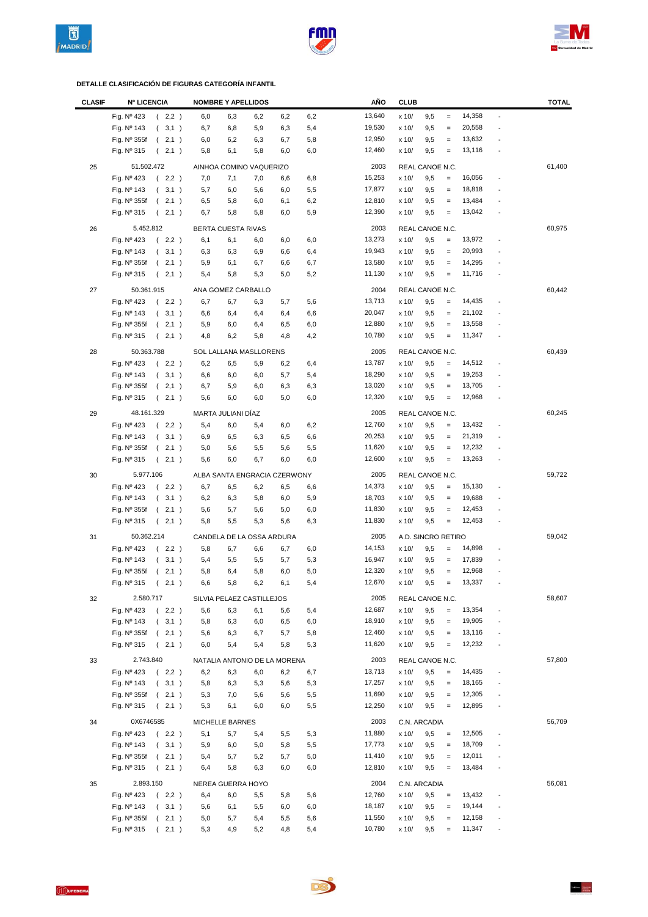**DETALLE CLASIFICACIÓN DE FIGURAS CATEGORÍA INFANTIL**

| CLASIF | Nº LICENCIA | | NOMBRE Y APELLIDOS | | | | | AÑO | CLUB | | | | | TOTAL |
|---|---|---|---|---|---|---|---|---|---|---|---|---|---|---|
| | Fig. Nº 423 | ( 2,2 ) | 6,0 | 6,3 | 6,2 | 6,2 | 6,2 | 13,640 | x 10/ | 9,5 | = | 14,358 | - | |
| | Fig. Nº 143 | ( 3,1 ) | 6,7 | 6,8 | 5,9 | 6,3 | 5,4 | 19,530 | x 10/ | 9,5 | = | 20,558 | - | |
| | Fig. Nº 355f | ( 2,1 ) | 6,0 | 6,2 | 6,3 | 6,7 | 5,8 | 12,950 | x 10/ | 9,5 | = | 13,632 | - | |
| | Fig. Nº 315 | ( 2,1 ) | 5,8 | 6,1 | 5,8 | 6,0 | 6,0 | 12,460 | x 10/ | 9,5 | = | 13,116 | - | |
| 25 | 51.502.472 | | AINHOA COMINO VAQUERIZO | | | | | 2003 | REAL CANOE N.C. | | | | | 61,400 |
| | Fig. Nº 423 | ( 2,2 ) | 7,0 | 7,1 | 7,0 | 6,6 | 6,8 | 15,253 | x 10/ | 9,5 | = | 16,056 | - | |
| | Fig. Nº 143 | ( 3,1 ) | 5,7 | 6,0 | 5,6 | 6,0 | 5,5 | 17,877 | x 10/ | 9,5 | = | 18,818 | - | |
| | Fig. Nº 355f | ( 2,1 ) | 6,5 | 5,8 | 6,0 | 6,1 | 6,2 | 12,810 | x 10/ | 9,5 | = | 13,484 | - | |
| | Fig. Nº 315 | ( 2,1 ) | 6,7 | 5,8 | 5,8 | 6,0 | 5,9 | 12,390 | x 10/ | 9,5 | = | 13,042 | - | |
| 26 | 5.452.812 | | BERTA CUESTA RIVAS | | | | | 2003 | REAL CANOE N.C. | | | | | 60,975 |
| | Fig. Nº 423 | ( 2,2 ) | 6,1 | 6,1 | 6,0 | 6,0 | 6,0 | 13,273 | x 10/ | 9,5 | = | 13,972 | - | |
| | Fig. Nº 143 | ( 3,1 ) | 6,3 | 6,3 | 6,9 | 6,6 | 6,4 | 19,943 | x 10/ | 9,5 | = | 20,993 | - | |
| | Fig. Nº 355f | ( 2,1 ) | 5,9 | 6,1 | 6,7 | 6,6 | 6,7 | 13,580 | x 10/ | 9,5 | = | 14,295 | - | |
| | Fig. Nº 315 | ( 2,1 ) | 5,4 | 5,8 | 5,3 | 5,0 | 5,2 | 11,130 | x 10/ | 9,5 | = | 11,716 | - | |
| 27 | 50.361.915 | | ANA GOMEZ CARBALLO | | | | | 2004 | REAL CANOE N.C. | | | | | 60,442 |
| | Fig. Nº 423 | ( 2,2 ) | 6,7 | 6,7 | 6,3 | 5,7 | 5,6 | 13,713 | x 10/ | 9,5 | = | 14,435 | - | |
| | Fig. Nº 143 | ( 3,1 ) | 6,6 | 6,4 | 6,4 | 6,4 | 6,6 | 20,047 | x 10/ | 9,5 | = | 21,102 | - | |
| | Fig. Nº 355f | ( 2,1 ) | 5,9 | 6,0 | 6,4 | 6,5 | 6,0 | 12,880 | x 10/ | 9,5 | = | 13,558 | - | |
| | Fig. Nº 315 | ( 2,1 ) | 4,8 | 6,2 | 5,8 | 4,8 | 4,2 | 10,780 | x 10/ | 9,5 | = | 11,347 | - | |
| 28 | 50.363.788 | | SOL LALLANA MASLLORENS | | | | | 2005 | REAL CANOE N.C. | | | | | 60,439 |
| | Fig. Nº 423 | ( 2,2 ) | 6,2 | 6,5 | 5,9 | 6,2 | 6,4 | 13,787 | x 10/ | 9,5 | = | 14,512 | - | |
| | Fig. Nº 143 | ( 3,1 ) | 6,6 | 6,0 | 6,0 | 5,7 | 5,4 | 18,290 | x 10/ | 9,5 | = | 19,253 | - | |
| | Fig. Nº 355f | ( 2,1 ) | 6,7 | 5,9 | 6,0 | 6,3 | 6,3 | 13,020 | x 10/ | 9,5 | = | 13,705 | - | |
| | Fig. Nº 315 | ( 2,1 ) | 5,6 | 6,0 | 6,0 | 5,0 | 6,0 | 12,320 | x 10/ | 9,5 | = | 12,968 | - | |
| 29 | 48.161.329 | | MARTA JULIANI DÍAZ | | | | | 2005 | REAL CANOE N.C. | | | | | 60,245 |
| | Fig. Nº 423 | ( 2,2 ) | 5,4 | 6,0 | 5,4 | 6,0 | 6,2 | 12,760 | x 10/ | 9,5 | = | 13,432 | - | |
| | Fig. Nº 143 | ( 3,1 ) | 6,9 | 6,5 | 6,3 | 6,5 | 6,6 | 20,253 | x 10/ | 9,5 | = | 21,319 | - | |
| | Fig. Nº 355f | ( 2,1 ) | 5,0 | 5,6 | 5,5 | 5,6 | 5,5 | 11,620 | x 10/ | 9,5 | = | 12,232 | - | |
| | Fig. Nº 315 | ( 2,1 ) | 5,6 | 6,0 | 6,7 | 6,0 | 6,0 | 12,600 | x 10/ | 9,5 | = | 13,263 | - | |
| 30 | 5.977.106 | | ALBA SANTA ENGRACIA CZERWONY | | | | | 2005 | REAL CANOE N.C. | | | | | 59,722 |
| | Fig. Nº 423 | ( 2,2 ) | 6,7 | 6,5 | 6,2 | 6,5 | 6,6 | 14,373 | x 10/ | 9,5 | = | 15,130 | - | |
| | Fig. Nº 143 | ( 3,1 ) | 6,2 | 6,3 | 5,8 | 6,0 | 5,9 | 18,703 | x 10/ | 9,5 | = | 19,688 | - | |
| | Fig. Nº 355f | ( 2,1 ) | 5,6 | 5,7 | 5,6 | 5,0 | 6,0 | 11,830 | x 10/ | 9,5 | = | 12,453 | - | |
| | Fig. Nº 315 | ( 2,1 ) | 5,8 | 5,5 | 5,3 | 5,6 | 6,3 | 11,830 | x 10/ | 9,5 | = | 12,453 | - | |
| 31 | 50.362.214 | | CANDELA DE LA OSSA ARDURA | | | | | 2005 | A.D. SINCRO RETIRO | | | | | 59,042 |
| | Fig. Nº 423 | ( 2,2 ) | 5,8 | 6,7 | 6,6 | 6,7 | 6,0 | 14,153 | x 10/ | 9,5 | = | 14,898 | - | |
| | Fig. Nº 143 | ( 3,1 ) | 5,4 | 5,5 | 5,5 | 5,7 | 5,3 | 16,947 | x 10/ | 9,5 | = | 17,839 | - | |
| | Fig. Nº 355f | ( 2,1 ) | 5,8 | 6,4 | 5,8 | 6,0 | 5,0 | 12,320 | x 10/ | 9,5 | = | 12,968 | - | |
| | Fig. Nº 315 | ( 2,1 ) | 6,6 | 5,8 | 6,2 | 6,1 | 5,4 | 12,670 | x 10/ | 9,5 | = | 13,337 | - | |
| 32 | 2.580.717 | | SILVIA PELAEZ CASTILLEJOS | | | | | 2005 | REAL CANOE N.C. | | | | | 58,607 |
| | Fig. Nº 423 | ( 2,2 ) | 5,6 | 6,3 | 6,1 | 5,6 | 5,4 | 12,687 | x 10/ | 9,5 | = | 13,354 | - | |
| | Fig. Nº 143 | ( 3,1 ) | 5,8 | 6,3 | 6,0 | 6,5 | 6,0 | 18,910 | x 10/ | 9,5 | = | 19,905 | - | |
| | Fig. Nº 355f | ( 2,1 ) | 5,6 | 6,3 | 6,7 | 5,7 | 5,8 | 12,460 | x 10/ | 9,5 | = | 13,116 | - | |
| | Fig. Nº 315 | ( 2,1 ) | 6,0 | 5,4 | 5,4 | 5,8 | 5,3 | 11,620 | x 10/ | 9,5 | = | 12,232 | - | |
| 33 | 2.743.840 | | NATALIA ANTONIO DE LA MORENA | | | | | 2003 | REAL CANOE N.C. | | | | | 57,800 |
| | Fig. Nº 423 | ( 2,2 ) | 6,2 | 6,3 | 6,0 | 6,2 | 6,7 | 13,713 | x 10/ | 9,5 | = | 14,435 | - | |
| | Fig. Nº 143 | ( 3,1 ) | 5,8 | 6,3 | 5,3 | 5,6 | 5,3 | 17,257 | x 10/ | 9,5 | = | 18,165 | - | |
| | Fig. Nº 355f | ( 2,1 ) | 5,3 | 7,0 | 5,6 | 5,6 | 5,5 | 11,690 | x 10/ | 9,5 | = | 12,305 | - | |
| | Fig. Nº 315 | ( 2,1 ) | 5,3 | 6,1 | 6,0 | 6,0 | 5,5 | 12,250 | x 10/ | 9,5 | = | 12,895 | - | |
| 34 | 0X6746585 | | MICHELLE BARNES | | | | | 2003 | C.N. ARCADIA | | | | | 56,709 |
| | Fig. Nº 423 | ( 2,2 ) | 5,1 | 5,7 | 5,4 | 5,5 | 5,3 | 11,880 | x 10/ | 9,5 | = | 12,505 | - | |
| | Fig. Nº 143 | ( 3,1 ) | 5,9 | 6,0 | 5,0 | 5,8 | 5,5 | 17,773 | x 10/ | 9,5 | = | 18,709 | - | |
| | Fig. Nº 355f | ( 2,1 ) | 5,4 | 5,7 | 5,2 | 5,7 | 5,0 | 11,410 | x 10/ | 9,5 | = | 12,011 | - | |
| | Fig. Nº 315 | ( 2,1 ) | 6,4 | 5,8 | 6,3 | 6,0 | 6,0 | 12,810 | x 10/ | 9,5 | = | 13,484 | - | |
| 35 | 2.893.150 | | NEREA GUERRA HOYO | | | | | 2004 | C.N. ARCADIA | | | | | 56,081 |
| | Fig. Nº 423 | ( 2,2 ) | 6,4 | 6,0 | 5,5 | 5,8 | 5,6 | 12,760 | x 10/ | 9,5 | = | 13,432 | - | |
| | Fig. Nº 143 | ( 3,1 ) | 5,6 | 6,1 | 5,5 | 6,0 | 6,0 | 18,187 | x 10/ | 9,5 | = | 19,144 | - | |
| | Fig. Nº 355f | ( 2,1 ) | 5,0 | 5,7 | 5,4 | 5,5 | 5,6 | 11,550 | x 10/ | 9,5 | = | 12,158 | - | |
| | Fig. Nº 315 | ( 2,1 ) | 5,3 | 4,9 | 5,2 | 4,8 | 5,4 | 10,780 | x 10/ | 9,5 | = | 11,347 | - | |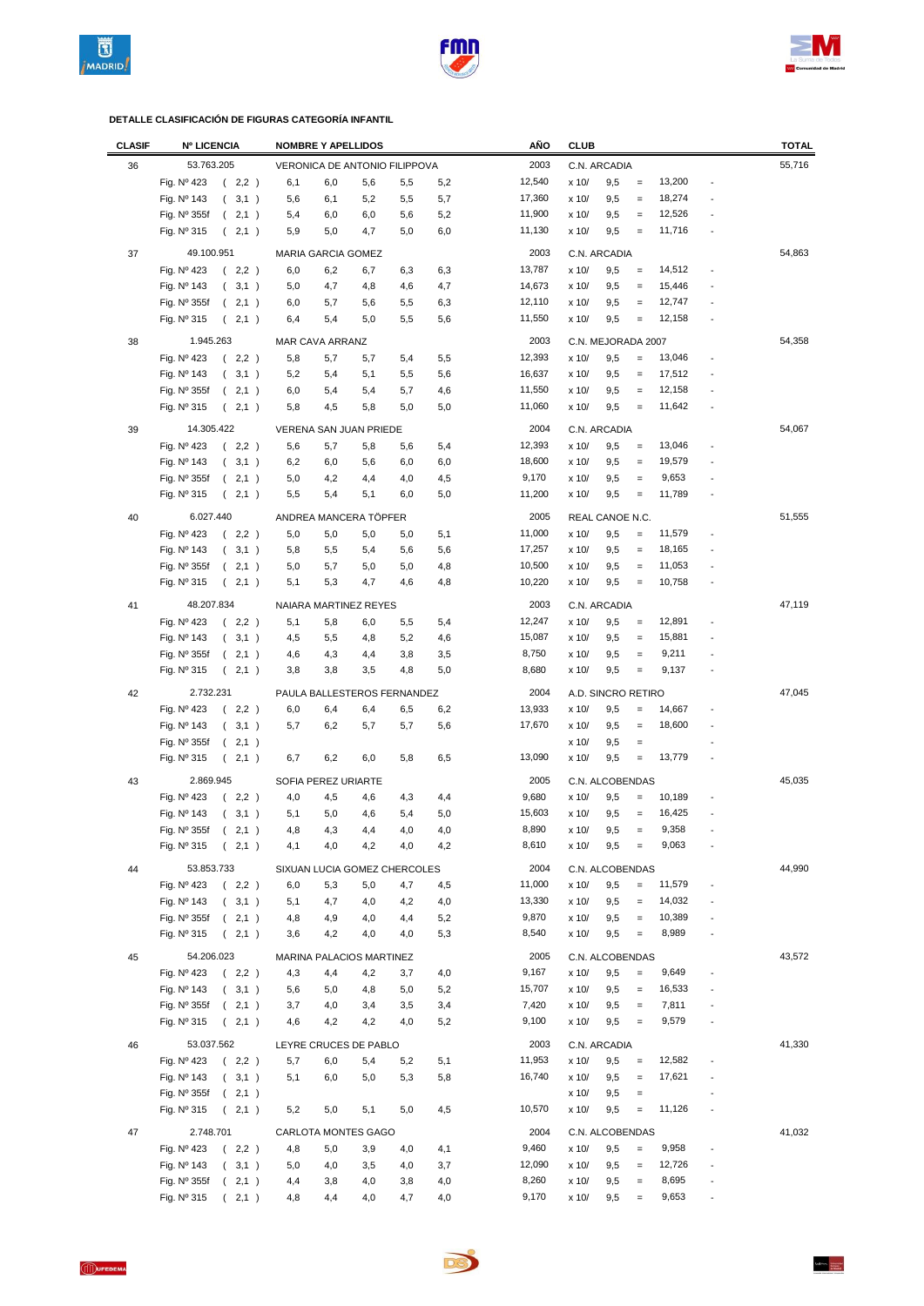**DETALLE CLASIFICACIÓN DE FIGURAS CATEGORÍA INFANTIL**

| CLASIF | Nº LICENCIA | | NOMBRE Y APELLIDOS | | | | | AÑO | CLUB | | | | | TOTAL |
|---|---|---|---|---|---|---|---|---|---|---|---|---|---|---|
| 36 | 53.763.205 | | VERONICA DE ANTONIO FILIPPOVA | | | | | 2003 | C.N. ARCADIA | | | | | 55,716 |
| | Fig. Nº 423 | ( 2,2 ) | 6,1 | 6,0 | 5,6 | 5,5 | 5,2 | 12,540 | x 10/ | 9,5 | = | 13,200 | - | |
| | Fig. Nº 143 | ( 3,1 ) | 5,6 | 6,1 | 5,2 | 5,5 | 5,7 | 17,360 | x 10/ | 9,5 | = | 18,274 | - | |
| | Fig. Nº 355f | ( 2,1 ) | 5,4 | 6,0 | 6,0 | 5,6 | 5,2 | 11,900 | x 10/ | 9,5 | = | 12,526 | - | |
| | Fig. Nº 315 | ( 2,1 ) | 5,9 | 5,0 | 4,7 | 5,0 | 6,0 | 11,130 | x 10/ | 9,5 | = | 11,716 | - | |
| 37 | 49.100.951 | | MARIA GARCIA GOMEZ | | | | | 2003 | C.N. ARCADIA | | | | | 54,863 |
| | Fig. Nº 423 | ( 2,2 ) | 6,0 | 6,2 | 6,7 | 6,3 | 6,3 | 13,787 | x 10/ | 9,5 | = | 14,512 | - | |
| | Fig. Nº 143 | ( 3,1 ) | 5,0 | 4,7 | 4,8 | 4,6 | 4,7 | 14,673 | x 10/ | 9,5 | = | 15,446 | - | |
| | Fig. Nº 355f | ( 2,1 ) | 6,0 | 5,7 | 5,6 | 5,5 | 6,3 | 12,110 | x 10/ | 9,5 | = | 12,747 | - | |
| | Fig. Nº 315 | ( 2,1 ) | 6,4 | 5,4 | 5,0 | 5,5 | 5,6 | 11,550 | x 10/ | 9,5 | = | 12,158 | - | |
| 38 | 1.945.263 | | MAR CAVA ARRANZ | | | | | 2003 | C.N. MEJORADA 2007 | | | | | 54,358 |
| | Fig. Nº 423 | ( 2,2 ) | 5,8 | 5,7 | 5,7 | 5,4 | 5,5 | 12,393 | x 10/ | 9,5 | = | 13,046 | - | |
| | Fig. Nº 143 | ( 3,1 ) | 5,2 | 5,4 | 5,1 | 5,5 | 5,6 | 16,637 | x 10/ | 9,5 | = | 17,512 | - | |
| | Fig. Nº 355f | ( 2,1 ) | 6,0 | 5,4 | 5,4 | 5,7 | 4,6 | 11,550 | x 10/ | 9,5 | = | 12,158 | - | |
| | Fig. Nº 315 | ( 2,1 ) | 5,8 | 4,5 | 5,8 | 5,0 | 5,0 | 11,060 | x 10/ | 9,5 | = | 11,642 | - | |
| 39 | 14.305.422 | | VERENA SAN JUAN PRIEDE | | | | | 2004 | C.N. ARCADIA | | | | | 54,067 |
| | Fig. Nº 423 | ( 2,2 ) | 5,6 | 5,7 | 5,8 | 5,6 | 5,4 | 12,393 | x 10/ | 9,5 | = | 13,046 | - | |
| | Fig. Nº 143 | ( 3,1 ) | 6,2 | 6,0 | 5,6 | 6,0 | 6,0 | 18,600 | x 10/ | 9,5 | = | 19,579 | - | |
| | Fig. Nº 355f | ( 2,1 ) | 5,0 | 4,2 | 4,4 | 4,0 | 4,5 | 9,170 | x 10/ | 9,5 | = | 9,653 | - | |
| | Fig. Nº 315 | ( 2,1 ) | 5,5 | 5,4 | 5,1 | 6,0 | 5,0 | 11,200 | x 10/ | 9,5 | = | 11,789 | - | |
| 40 | 6.027.440 | | ANDREA MANCERA TÖPFER | | | | | 2005 | REAL CANOE N.C. | | | | | 51,555 |
| | Fig. Nº 423 | ( 2,2 ) | 5,0 | 5,0 | 5,0 | 5,0 | 5,1 | 11,000 | x 10/ | 9,5 | = | 11,579 | - | |
| | Fig. Nº 143 | ( 3,1 ) | 5,8 | 5,5 | 5,4 | 5,6 | 5,6 | 17,257 | x 10/ | 9,5 | = | 18,165 | - | |
| | Fig. Nº 355f | ( 2,1 ) | 5,0 | 5,7 | 5,0 | 5,0 | 4,8 | 10,500 | x 10/ | 9,5 | = | 11,053 | - | |
| | Fig. Nº 315 | ( 2,1 ) | 5,1 | 5,3 | 4,7 | 4,6 | 4,8 | 10,220 | x 10/ | 9,5 | = | 10,758 | - | |
| 41 | 48.207.834 | | NAIARA MARTINEZ REYES | | | | | 2003 | C.N. ARCADIA | | | | | 47,119 |
| | Fig. Nº 423 | ( 2,2 ) | 5,1 | 5,8 | 6,0 | 5,5 | 5,4 | 12,247 | x 10/ | 9,5 | = | 12,891 | - | |
| | Fig. Nº 143 | ( 3,1 ) | 4,5 | 5,5 | 4,8 | 5,2 | 4,6 | 15,087 | x 10/ | 9,5 | = | 15,881 | - | |
| | Fig. Nº 355f | ( 2,1 ) | 4,6 | 4,3 | 4,4 | 3,8 | 3,5 | 8,750 | x 10/ | 9,5 | = | 9,211 | - | |
| | Fig. Nº 315 | ( 2,1 ) | 3,8 | 3,8 | 3,5 | 4,8 | 5,0 | 8,680 | x 10/ | 9,5 | = | 9,137 | - | |
| 42 | 2.732.231 | | PAULA BALLESTEROS FERNANDEZ | | | | | 2004 | A.D. SINCRO RETIRO | | | | | 47,045 |
| | Fig. Nº 423 | ( 2,2 ) | 6,0 | 6,4 | 6,4 | 6,5 | 6,2 | 13,933 | x 10/ | 9,5 | = | 14,667 | - | |
| | Fig. Nº 143 | ( 3,1 ) | 5,7 | 6,2 | 5,7 | 5,7 | 5,6 | 17,670 | x 10/ | 9,5 | = | 18,600 | - | |
| | Fig. Nº 355f | ( 2,1 ) | | | | | | | x 10/ | 9,5 | = | | - | |
| | Fig. Nº 315 | ( 2,1 ) | 6,7 | 6,2 | 6,0 | 5,8 | 6,5 | 13,090 | x 10/ | 9,5 | = | 13,779 | - | |
| 43 | 2.869.945 | | SOFIA PEREZ URIARTE | | | | | 2005 | C.N. ALCOBENDAS | | | | | 45,035 |
| | Fig. Nº 423 | ( 2,2 ) | 4,0 | 4,5 | 4,6 | 4,3 | 4,4 | 9,680 | x 10/ | 9,5 | = | 10,189 | - | |
| | Fig. Nº 143 | ( 3,1 ) | 5,1 | 5,0 | 4,6 | 5,4 | 5,0 | 15,603 | x 10/ | 9,5 | = | 16,425 | - | |
| | Fig. Nº 355f | ( 2,1 ) | 4,8 | 4,3 | 4,4 | 4,0 | 4,0 | 8,890 | x 10/ | 9,5 | = | 9,358 | - | |
| | Fig. Nº 315 | ( 2,1 ) | 4,1 | 4,0 | 4,2 | 4,0 | 4,2 | 8,610 | x 10/ | 9,5 | = | 9,063 | - | |
| 44 | 53.853.733 | | SIXUAN LUCIA GOMEZ CHERCOLES | | | | | 2004 | C.N. ALCOBENDAS | | | | | 44,990 |
| | Fig. Nº 423 | ( 2,2 ) | 6,0 | 5,3 | 5,0 | 4,7 | 4,5 | 11,000 | x 10/ | 9,5 | = | 11,579 | - | |
| | Fig. Nº 143 | ( 3,1 ) | 5,1 | 4,7 | 4,0 | 4,2 | 4,0 | 13,330 | x 10/ | 9,5 | = | 14,032 | - | |
| | Fig. Nº 355f | ( 2,1 ) | 4,8 | 4,9 | 4,0 | 4,4 | 5,2 | 9,870 | x 10/ | 9,5 | = | 10,389 | - | |
| | Fig. Nº 315 | ( 2,1 ) | 3,6 | 4,2 | 4,0 | 4,0 | 5,3 | 8,540 | x 10/ | 9,5 | = | 8,989 | - | |
| 45 | 54.206.023 | | MARINA PALACIOS MARTINEZ | | | | | 2005 | C.N. ALCOBENDAS | | | | | 43,572 |
| | Fig. Nº 423 | ( 2,2 ) | 4,3 | 4,4 | 4,2 | 3,7 | 4,0 | 9,167 | x 10/ | 9,5 | = | 9,649 | - | |
| | Fig. Nº 143 | ( 3,1 ) | 5,6 | 5,0 | 4,8 | 5,0 | 5,2 | 15,707 | x 10/ | 9,5 | = | 16,533 | - | |
| | Fig. Nº 355f | ( 2,1 ) | 3,7 | 4,0 | 3,4 | 3,5 | 3,4 | 7,420 | x 10/ | 9,5 | = | 7,811 | - | |
| | Fig. Nº 315 | ( 2,1 ) | 4,6 | 4,2 | 4,2 | 4,0 | 5,2 | 9,100 | x 10/ | 9,5 | = | 9,579 | - | |
| 46 | 53.037.562 | | LEYRE CRUCES DE PABLO | | | | | 2003 | C.N. ARCADIA | | | | | 41,330 |
| | Fig. Nº 423 | ( 2,2 ) | 5,7 | 6,0 | 5,4 | 5,2 | 5,1 | 11,953 | x 10/ | 9,5 | = | 12,582 | - | |
| | Fig. Nº 143 | ( 3,1 ) | 5,1 | 6,0 | 5,0 | 5,3 | 5,8 | 16,740 | x 10/ | 9,5 | = | 17,621 | - | |
| | Fig. Nº 355f | ( 2,1 ) | | | | | | | x 10/ | 9,5 | = | | - | |
| | Fig. Nº 315 | ( 2,1 ) | 5,2 | 5,0 | 5,1 | 5,0 | 4,5 | 10,570 | x 10/ | 9,5 | = | 11,126 | - | |
| 47 | 2.748.701 | | CARLOTA MONTES GAGO | | | | | 2004 | C.N. ALCOBENDAS | | | | | 41,032 |
| | Fig. Nº 423 | ( 2,2 ) | 4,8 | 5,0 | 3,9 | 4,0 | 4,1 | 9,460 | x 10/ | 9,5 | = | 9,958 | - | |
| | Fig. Nº 143 | ( 3,1 ) | 5,0 | 4,0 | 3,5 | 4,0 | 3,7 | 12,090 | x 10/ | 9,5 | = | 12,726 | - | |
| | Fig. Nº 355f | ( 2,1 ) | 4,4 | 3,8 | 4,0 | 3,8 | 4,0 | 8,260 | x 10/ | 9,5 | = | 8,695 | - | |
| | Fig. Nº 315 | ( 2,1 ) | 4,8 | 4,4 | 4,0 | 4,7 | 4,0 | 9,170 | x 10/ | 9,5 | = | 9,653 | - | |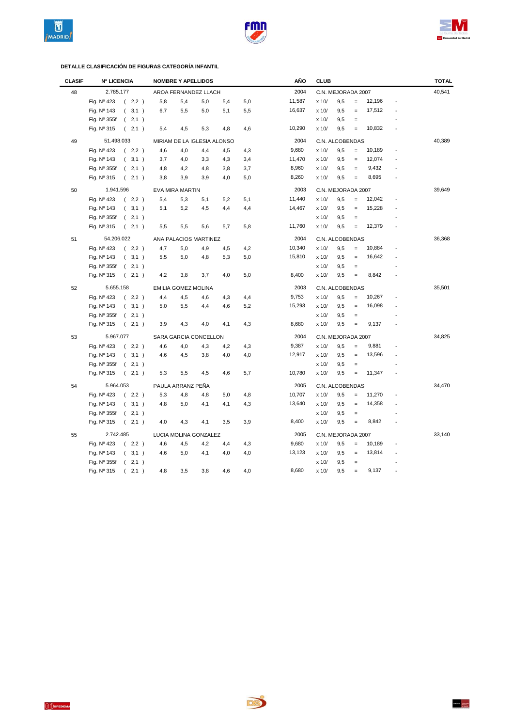**DETALLE CLASIFICACIÓN DE FIGURAS CATEGORÍA INFANTIL**

| CLASIF | Nº LICENCIA | | NOMBRE Y APELLIDOS | | | | | AÑO | CLUB | | | | | TOTAL |
|---|---|---|---|---|---|---|---|---|---|---|---|---|---|---|
| 48 | 2.785.177 | | AROA FERNANDEZ LLACH | | | | | 2004 | C.N. MEJORADA 2007 | | | | | 40,541 |
| | Fig. Nº 423 | ( 2,2 ) | 5,8 | 5,4 | 5,0 | 5,4 | 5,0 | 11,587 | x 10/ | 9,5 | = | 12,196 | - | |
| | Fig. Nº 143 | ( 3,1 ) | 6,7 | 5,5 | 5,0 | 5,1 | 5,5 | 16,637 | x 10/ | 9,5 | = | 17,512 | - | |
| | Fig. Nº 355f | ( 2,1 ) | | | | | | | x 10/ | 9,5 | = | | - | |
| | Fig. Nº 315 | ( 2,1 ) | 5,4 | 4,5 | 5,3 | 4,8 | 4,6 | 10,290 | x 10/ | 9,5 | = | 10,832 | - | |
| 49 | 51.498.033 | | MIRIAM DE LA IGLESIA ALONSO | | | | | 2004 | C.N. ALCOBENDAS | | | | | 40,389 |
| | Fig. Nº 423 | ( 2,2 ) | 4,6 | 4,0 | 4,4 | 4,5 | 4,3 | 9,680 | x 10/ | 9,5 | = | 10,189 | - | |
| | Fig. Nº 143 | ( 3,1 ) | 3,7 | 4,0 | 3,3 | 4,3 | 3,4 | 11,470 | x 10/ | 9,5 | = | 12,074 | - | |
| | Fig. Nº 355f | ( 2,1 ) | 4,8 | 4,2 | 4,8 | 3,8 | 3,7 | 8,960 | x 10/ | 9,5 | = | 9,432 | - | |
| | Fig. Nº 315 | ( 2,1 ) | 3,8 | 3,9 | 3,9 | 4,0 | 5,0 | 8,260 | x 10/ | 9,5 | = | 8,695 | - | |
| 50 | 1.941.596 | | EVA MIRA MARTIN | | | | | 2003 | C.N. MEJORADA 2007 | | | | | 39,649 |
| | Fig. Nº 423 | ( 2,2 ) | 5,4 | 5,3 | 5,1 | 5,2 | 5,1 | 11,440 | x 10/ | 9,5 | = | 12,042 | - | |
| | Fig. Nº 143 | ( 3,1 ) | 5,1 | 5,2 | 4,5 | 4,4 | 4,4 | 14,467 | x 10/ | 9,5 | = | 15,228 | - | |
| | Fig. Nº 355f | ( 2,1 ) | | | | | | | x 10/ | 9,5 | = | | - | |
| | Fig. Nº 315 | ( 2,1 ) | 5,5 | 5,5 | 5,6 | 5,7 | 5,8 | 11,760 | x 10/ | 9,5 | = | 12,379 | - | |
| 51 | 54.206.022 | | ANA PALACIOS MARTINEZ | | | | | 2004 | C.N. ALCOBENDAS | | | | | 36,368 |
| | Fig. Nº 423 | ( 2,2 ) | 4,7 | 5,0 | 4,9 | 4,5 | 4,2 | 10,340 | x 10/ | 9,5 | = | 10,884 | - | |
| | Fig. Nº 143 | ( 3,1 ) | 5,5 | 5,0 | 4,8 | 5,3 | 5,0 | 15,810 | x 10/ | 9,5 | = | 16,642 | - | |
| | Fig. Nº 355f | ( 2,1 ) | | | | | | | x 10/ | 9,5 | = | | - | |
| | Fig. Nº 315 | ( 2,1 ) | 4,2 | 3,8 | 3,7 | 4,0 | 5,0 | 8,400 | x 10/ | 9,5 | = | 8,842 | - | |
| 52 | 5.655.158 | | EMILIA GOMEZ MOLINA | | | | | 2003 | C.N. ALCOBENDAS | | | | | 35,501 |
| | Fig. Nº 423 | ( 2,2 ) | 4,4 | 4,5 | 4,6 | 4,3 | 4,4 | 9,753 | x 10/ | 9,5 | = | 10,267 | - | |
| | Fig. Nº 143 | ( 3,1 ) | 5,0 | 5,5 | 4,4 | 4,6 | 5,2 | 15,293 | x 10/ | 9,5 | = | 16,098 | - | |
| | Fig. Nº 355f | ( 2,1 ) | | | | | | | x 10/ | 9,5 | = | | - | |
| | Fig. Nº 315 | ( 2,1 ) | 3,9 | 4,3 | 4,0 | 4,1 | 4,3 | 8,680 | x 10/ | 9,5 | = | 9,137 | - | |
| 53 | 5.967.077 | | SARA GARCIA CONCELLON | | | | | 2004 | C.N. MEJORADA 2007 | | | | | 34,825 |
| | Fig. Nº 423 | ( 2,2 ) | 4,6 | 4,0 | 4,3 | 4,2 | 4,3 | 9,387 | x 10/ | 9,5 | = | 9,881 | - | |
| | Fig. Nº 143 | ( 3,1 ) | 4,6 | 4,5 | 3,8 | 4,0 | 4,0 | 12,917 | x 10/ | 9,5 | = | 13,596 | - | |
| | Fig. Nº 355f | ( 2,1 ) | | | | | | | x 10/ | 9,5 | = | | - | |
| | Fig. Nº 315 | ( 2,1 ) | 5,3 | 5,5 | 4,5 | 4,6 | 5,7 | 10,780 | x 10/ | 9,5 | = | 11,347 | - | |
| 54 | 5.964.053 | | PAULA ARRANZ PEÑA | | | | | 2005 | C.N. ALCOBENDAS | | | | | 34,470 |
| | Fig. Nº 423 | ( 2,2 ) | 5,3 | 4,8 | 4,8 | 5,0 | 4,8 | 10,707 | x 10/ | 9,5 | = | 11,270 | - | |
| | Fig. Nº 143 | ( 3,1 ) | 4,8 | 5,0 | 4,1 | 4,1 | 4,3 | 13,640 | x 10/ | 9,5 | = | 14,358 | - | |
| | Fig. Nº 355f | ( 2,1 ) | | | | | | | x 10/ | 9,5 | = | | - | |
| | Fig. Nº 315 | ( 2,1 ) | 4,0 | 4,3 | 4,1 | 3,5 | 3,9 | 8,400 | x 10/ | 9,5 | = | 8,842 | - | |
| 55 | 2.742.485 | | LUCIA MOLINA GONZALEZ | | | | | 2005 | C.N. MEJORADA 2007 | | | | | 33,140 |
| | Fig. Nº 423 | ( 2,2 ) | 4,6 | 4,5 | 4,2 | 4,4 | 4,3 | 9,680 | x 10/ | 9,5 | = | 10,189 | - | |
| | Fig. Nº 143 | ( 3,1 ) | 4,6 | 5,0 | 4,1 | 4,0 | 4,0 | 13,123 | x 10/ | 9,5 | = | 13,814 | - | |
| | Fig. Nº 355f | ( 2,1 ) | | | | | | | x 10/ | 9,5 | = | | - | |
| | Fig. Nº 315 | ( 2,1 ) | 4,8 | 3,5 | 3,8 | 4,6 | 4,0 | 8,680 | x 10/ | 9,5 | = | 9,137 | - | |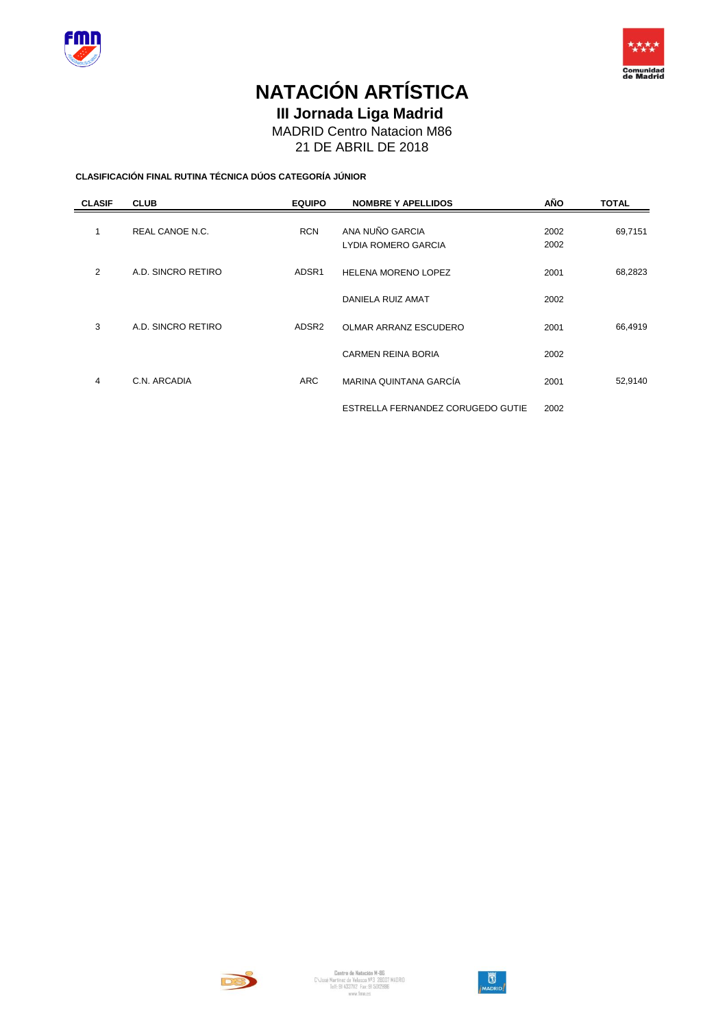# NATACIÓN ARTÍSTICA

## III Jornada Liga Madrid

MADRID Centro Natacion M86

21 DE ABRIL DE 2018

**CLASIFICACIÓN FINAL RUTINA TÉCNICA DÚOS CATEGORÍA JÚNIOR**

| CLASIF | CLUB | EQUIPO | NOMBRE Y APELLIDOS | AÑO | TOTAL |
|---|---|---|---|---|---|
| 1 | REAL CANOE N.C. | RCN | ANA NUÑO GARCIA | 2002 | 69,7151 |
| | | | LYDIA ROMERO GARCIA | 2002 | |
| 2 | A.D. SINCRO RETIRO | ADSR1 | HELENA MORENO LOPEZ | 2001 | 68,2823 |
| | | | DANIELA RUIZ AMAT | 2002 | |
| 3 | A.D. SINCRO RETIRO | ADSR2 | OLMAR ARRANZ ESCUDERO | 2001 | 66,4919 |
| | | | CARMEN REINA BORIA | 2002 | |
| 4 | C.N. ARCADIA | ARC | MARINA QUINTANA GARCÍA | 2001 | 52,9140 |
| | | | ESTRELLA FERNANDEZ CORUGEDO GUTIE | 2002 | |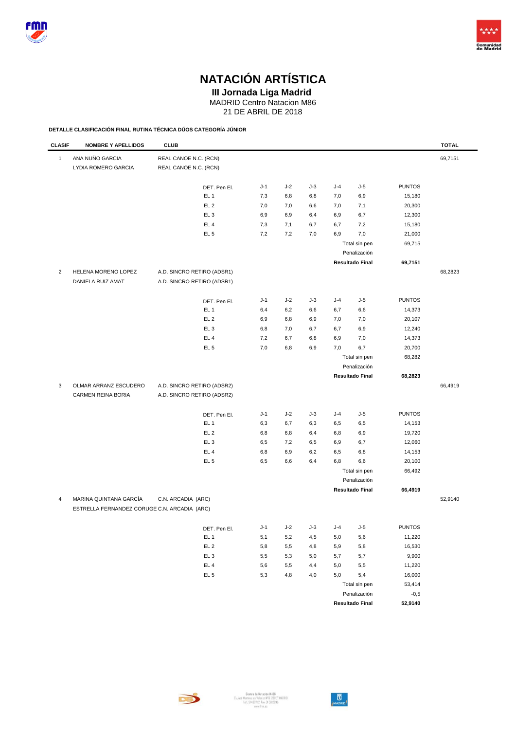# NATACIÓN ARTÍSTICA

## III Jornada Liga Madrid

MADRID Centro Natacion M86

21 DE ABRIL DE 2018

**DETALLE CLASIFICACIÓN FINAL RUTINA TÉCNICA DÚOS CATEGORÍA JÚNIOR**

| CLASIF | NOMBRE Y APELLIDOS | CLUB | | J-1 | J-2 | J-3 | J-4 | J-5 | PUNTOS | TOTAL |
|---|---|---|---|---|---|---|---|---|---|---|
| 1 | ANA NUÑO GARCIA | REAL CANOE N.C. (RCN) | | | | | | | | 69,7151 |
| | LYDIA ROMERO GARCIA | REAL CANOE N.C. (RCN) | | | | | | | | |
| | | | DET. Pen El. | J-1 | J-2 | J-3 | J-4 | J-5 | PUNTOS | |
| | | | EL 1 | 7,3 | 6,8 | 6,8 | 7,0 | 6,9 | 15,180 | |
| | | | EL 2 | 7,0 | 7,0 | 6,6 | 7,0 | 7,1 | 20,300 | |
| | | | EL 3 | 6,9 | 6,9 | 6,4 | 6,9 | 6,7 | 12,300 | |
| | | | EL 4 | 7,3 | 7,1 | 6,7 | 6,7 | 7,2 | 15,180 | |
| | | | EL 5 | 7,2 | 7,2 | 7,0 | 6,9 | 7,0 | 21,000 | |
| | | | | | | | | Total sin pen | 69,715 | |
| | | | | | | | | Penalización | | |
| | | | | | | | | **Resultado Final** | **69,7151** | |
| 2 | HELENA MORENO LOPEZ | A.D. SINCRO RETIRO (ADSR1) | | | | | | | | 68,2823 |
| | DANIELA RUIZ AMAT | A.D. SINCRO RETIRO (ADSR1) | | | | | | | | |
| | | | DET. Pen El. | J-1 | J-2 | J-3 | J-4 | J-5 | PUNTOS | |
| | | | EL 1 | 6,4 | 6,2 | 6,6 | 6,7 | 6,6 | 14,373 | |
| | | | EL 2 | 6,9 | 6,8 | 6,9 | 7,0 | 7,0 | 20,107 | |
| | | | EL 3 | 6,8 | 7,0 | 6,7 | 6,7 | 6,9 | 12,240 | |
| | | | EL 4 | 7,2 | 6,7 | 6,8 | 6,9 | 7,0 | 14,373 | |
| | | | EL 5 | 7,0 | 6,8 | 6,9 | 7,0 | 6,7 | 20,700 | |
| | | | | | | | | Total sin pen | 68,282 | |
| | | | | | | | | Penalización | | |
| | | | | | | | | **Resultado Final** | **68,2823** | |
| 3 | OLMAR ARRANZ ESCUDERO | A.D. SINCRO RETIRO (ADSR2) | | | | | | | | 66,4919 |
| | CARMEN REINA BORIA | A.D. SINCRO RETIRO (ADSR2) | | | | | | | | |
| | | | DET. Pen El. | J-1 | J-2 | J-3 | J-4 | J-5 | PUNTOS | |
| | | | EL 1 | 6,3 | 6,7 | 6,3 | 6,5 | 6,5 | 14,153 | |
| | | | EL 2 | 6,8 | 6,8 | 6,4 | 6,8 | 6,9 | 19,720 | |
| | | | EL 3 | 6,5 | 7,2 | 6,5 | 6,9 | 6,7 | 12,060 | |
| | | | EL 4 | 6,8 | 6,9 | 6,2 | 6,5 | 6,8 | 14,153 | |
| | | | EL 5 | 6,5 | 6,6 | 6,4 | 6,8 | 6,6 | 20,100 | |
| | | | | | | | | Total sin pen | 66,492 | |
| | | | | | | | | Penalización | | |
| | | | | | | | | **Resultado Final** | **66,4919** | |
| 4 | MARINA QUINTANA GARCÍA | C.N. ARCADIA (ARC) | | | | | | | | 52,9140 |
| | ESTRELLA FERNANDEZ CORUGE | C.N. ARCADIA (ARC) | | | | | | | | |
| | | | DET. Pen El. | J-1 | J-2 | J-3 | J-4 | J-5 | PUNTOS | |
| | | | EL 1 | 5,1 | 5,2 | 4,5 | 5,0 | 5,6 | 11,220 | |
| | | | EL 2 | 5,8 | 5,5 | 4,8 | 5,9 | 5,8 | 16,530 | |
| | | | EL 3 | 5,5 | 5,3 | 5,0 | 5,7 | 5,7 | 9,900 | |
| | | | EL 4 | 5,6 | 5,5 | 4,4 | 5,0 | 5,5 | 11,220 | |
| | | | EL 5 | 5,3 | 4,8 | 4,0 | 5,0 | 5,4 | 16,000 | |
| | | | | | | | | Total sin pen | 53,414 | |
| | | | | | | | | Penalización | -0,5 | |
| | | | | | | | | **Resultado Final** | **52,9140** | |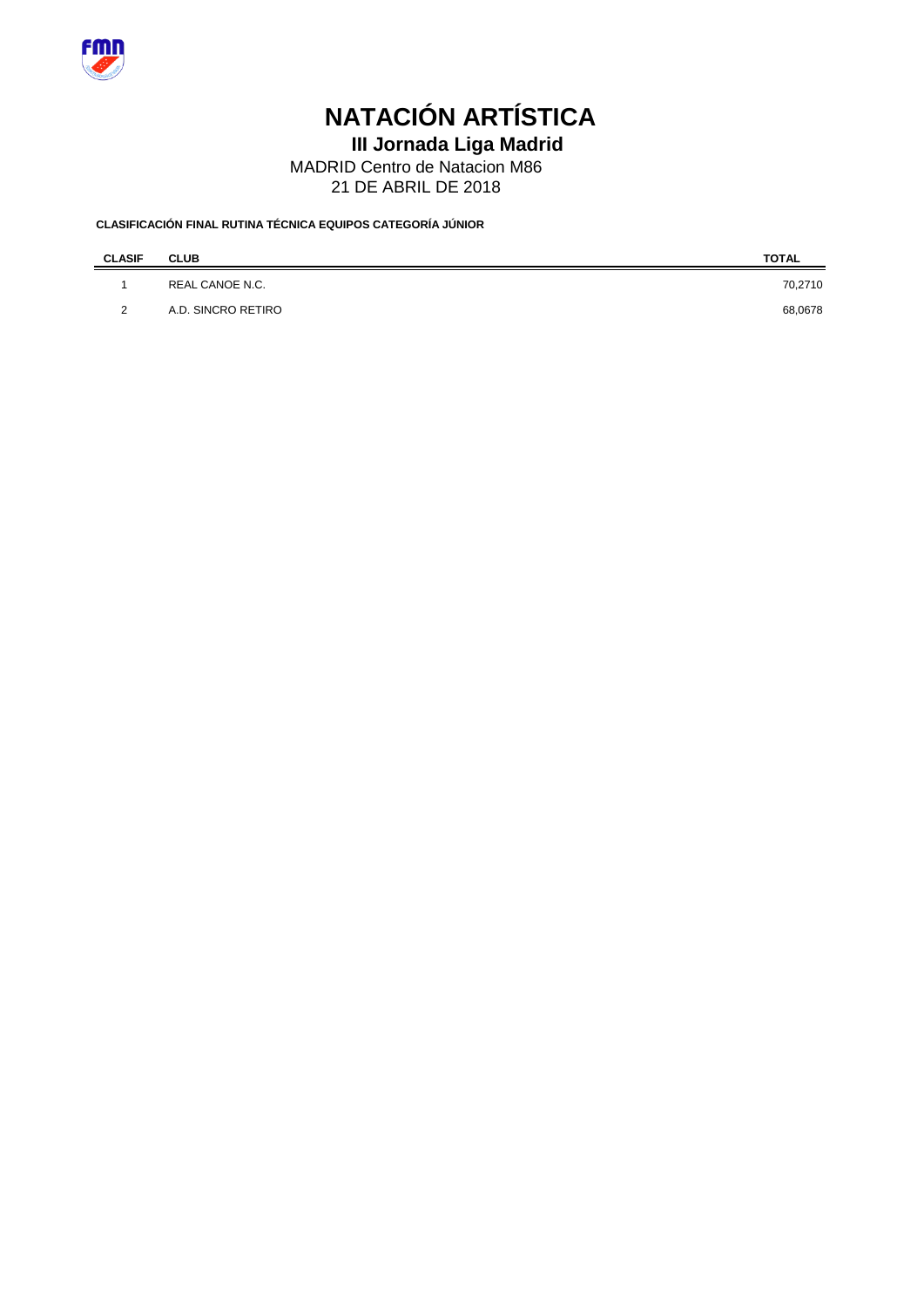# NATACIÓN ARTÍSTICA

## III Jornada Liga Madrid

MADRID Centro de Natacion M86

21 DE ABRIL DE 2018

**CLASIFICACIÓN FINAL RUTINA TÉCNICA EQUIPOS CATEGORÍA JÚNIOR**

| CLASIF | CLUB | TOTAL |
|---|---|---|
| 1 | REAL CANOE N.C. | 70,2710 |
| 2 | A.D. SINCRO RETIRO | 68,0678 |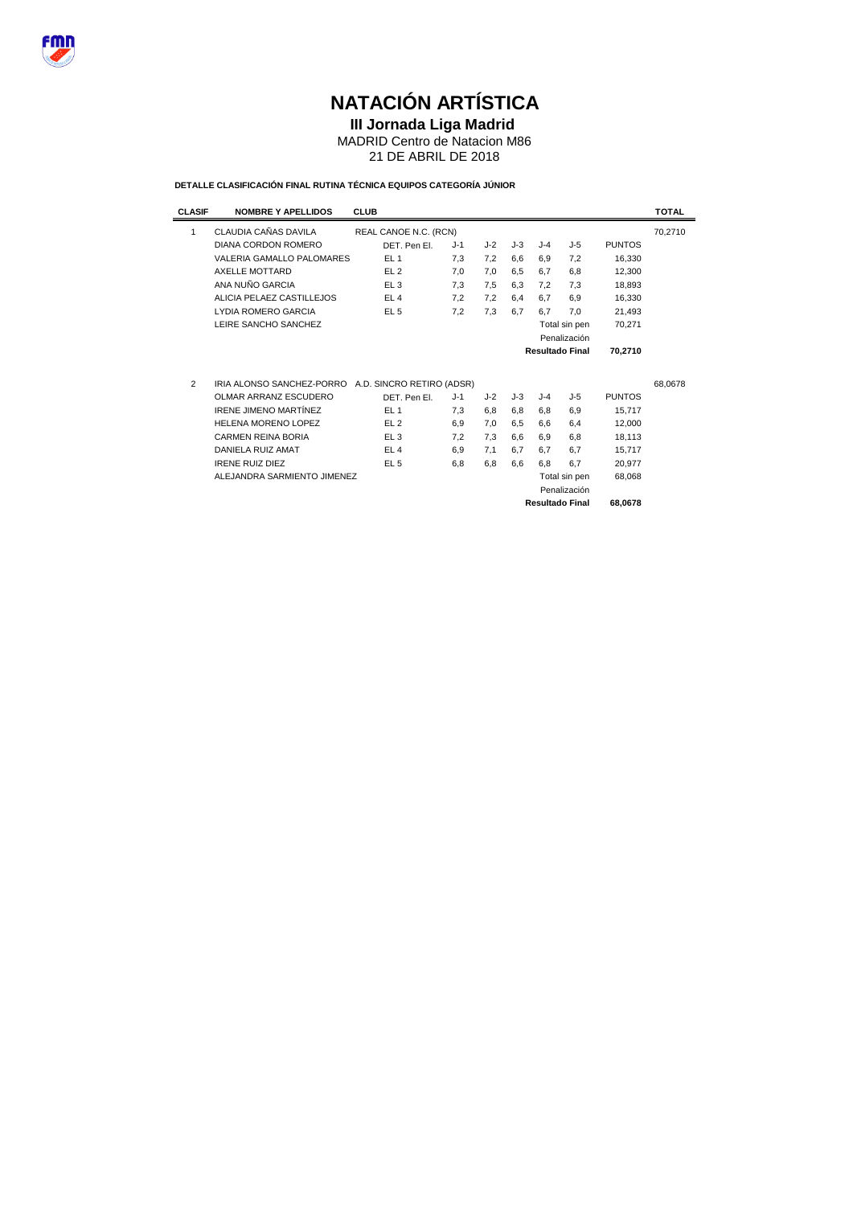# NATACIÓN ARTÍSTICA

## III Jornada Liga Madrid

MADRID Centro de Natacion M86

21 DE ABRIL DE 2018

**DETALLE CLASIFICACIÓN FINAL RUTINA TÉCNICA EQUIPOS CATEGORÍA JÚNIOR**

| CLASIF | NOMBRE Y APELLIDOS | CLUB | | | | | | | TOTAL |
|---|---|---|---|---|---|---|---|---|---|
| 1 | CLAUDIA CAÑAS DAVILA | REAL CANOE N.C. (RCN) | | | | | | | 70,2710 |
| | DIANA CORDON ROMERO | DET. Pen El. | J-1 | J-2 | J-3 | J-4 | J-5 | PUNTOS | |
| | VALERIA GAMALLO PALOMARES | EL 1 | 7,3 | 7,2 | 6,6 | 6,9 | 7,2 | 16,330 | |
| | AXELLE MOTTARD | EL 2 | 7,0 | 7,0 | 6,5 | 6,7 | 6,8 | 12,300 | |
| | ANA NUÑO GARCIA | EL 3 | 7,3 | 7,5 | 6,3 | 7,2 | 7,3 | 18,893 | |
| | ALICIA PELAEZ CASTILLEJOS | EL 4 | 7,2 | 7,2 | 6,4 | 6,7 | 6,9 | 16,330 | |
| | LYDIA ROMERO GARCIA | EL 5 | 7,2 | 7,3 | 6,7 | 6,7 | 7,0 | 21,493 | |
| | LEIRE SANCHO SANCHEZ | | | | | Total sin pen | | 70,271 | |
| | | | | | | Penalización | | | |
| | | | | | | **Resultado Final** | | **70,2710** | |
| 2 | IRIA ALONSO SANCHEZ-PORRO | A.D. SINCRO RETIRO (ADSR) | | | | | | | 68,0678 |
| | OLMAR ARRANZ ESCUDERO | DET. Pen El. | J-1 | J-2 | J-3 | J-4 | J-5 | PUNTOS | |
| | IRENE JIMENO MARTÍNEZ | EL 1 | 7,3 | 6,8 | 6,8 | 6,8 | 6,9 | 15,717 | |
| | HELENA MORENO LOPEZ | EL 2 | 6,9 | 7,0 | 6,5 | 6,6 | 6,4 | 12,000 | |
| | CARMEN REINA BORIA | EL 3 | 7,2 | 7,3 | 6,6 | 6,9 | 6,8 | 18,113 | |
| | DANIELA RUIZ AMAT | EL 4 | 6,9 | 7,1 | 6,7 | 6,7 | 6,7 | 15,717 | |
| | IRENE RUIZ DIEZ | EL 5 | 6,8 | 6,8 | 6,6 | 6,8 | 6,7 | 20,977 | |
| | ALEJANDRA SARMIENTO JIMENEZ | | | | | Total sin pen | | 68,068 | |
| | | | | | | Penalización | | | |
| | | | | | | **Resultado Final** | | **68,0678** | |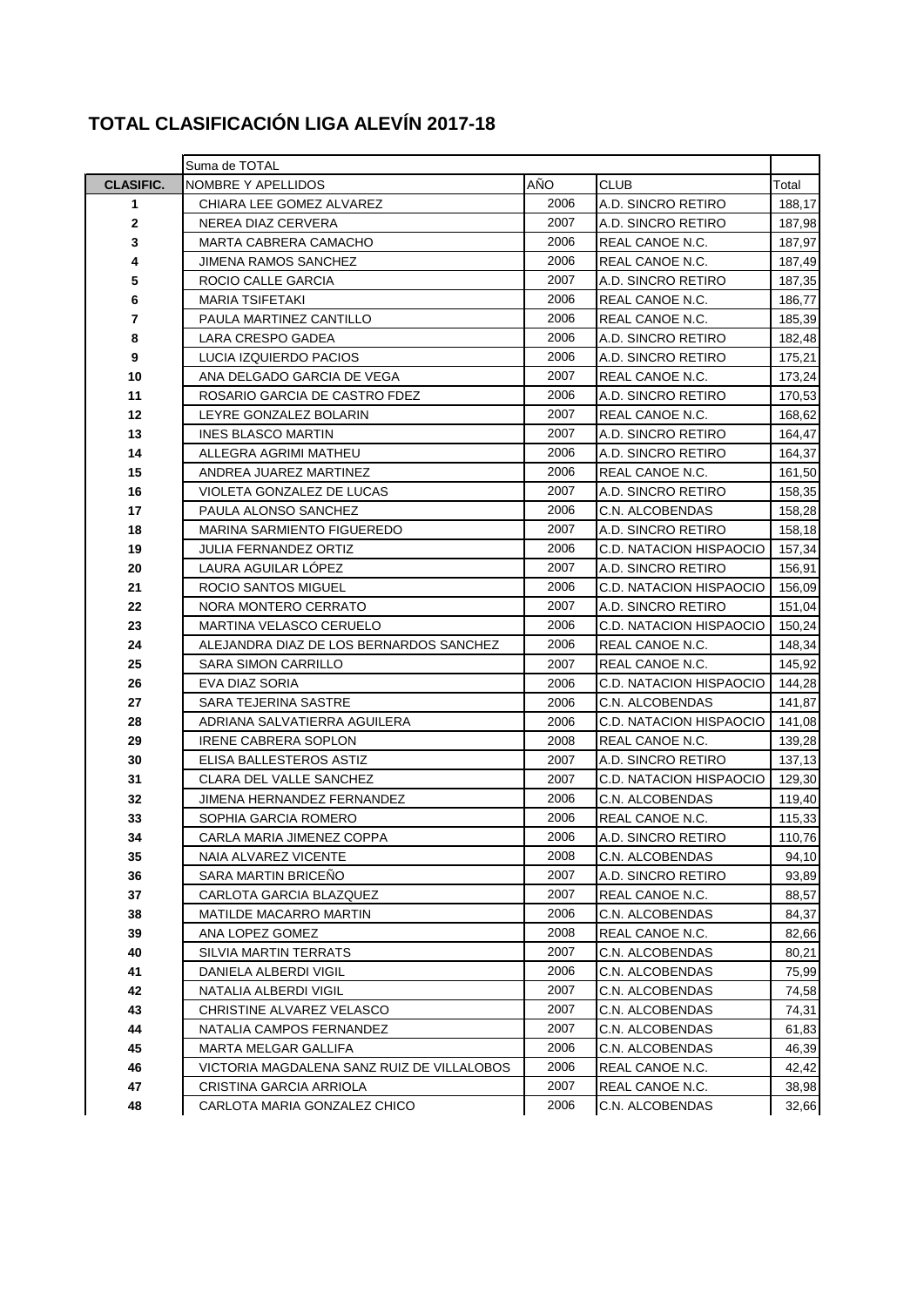# TOTAL CLASIFICACIÓN LIGA ALEVÍN 2017-18

| | Suma de TOTAL | | | |
|---|---|---|---|---|
| **CLASIFIC.** | NOMBRE Y APELLIDOS | AÑO | CLUB | Total |
| **1** | CHIARA LEE GOMEZ ALVAREZ | 2006 | A.D. SINCRO RETIRO | 188,17 |
| **2** | NEREA DIAZ CERVERA | 2007 | A.D. SINCRO RETIRO | 187,98 |
| **3** | MARTA CABRERA CAMACHO | 2006 | REAL CANOE N.C. | 187,97 |
| **4** | JIMENA RAMOS SANCHEZ | 2006 | REAL CANOE N.C. | 187,49 |
| **5** | ROCIO CALLE GARCIA | 2007 | A.D. SINCRO RETIRO | 187,35 |
| **6** | MARIA TSIFETAKI | 2006 | REAL CANOE N.C. | 186,77 |
| **7** | PAULA MARTINEZ CANTILLO | 2006 | REAL CANOE N.C. | 185,39 |
| **8** | LARA CRESPO GADEA | 2006 | A.D. SINCRO RETIRO | 182,48 |
| **9** | LUCIA IZQUIERDO PACIOS | 2006 | A.D. SINCRO RETIRO | 175,21 |
| **10** | ANA DELGADO GARCIA DE VEGA | 2007 | REAL CANOE N.C. | 173,24 |
| **11** | ROSARIO GARCIA DE CASTRO FDEZ | 2006 | A.D. SINCRO RETIRO | 170,53 |
| **12** | LEYRE GONZALEZ BOLARIN | 2007 | REAL CANOE N.C. | 168,62 |
| **13** | INES BLASCO MARTIN | 2007 | A.D. SINCRO RETIRO | 164,47 |
| **14** | ALLEGRA AGRIMI MATHEU | 2006 | A.D. SINCRO RETIRO | 164,37 |
| **15** | ANDREA JUAREZ MARTINEZ | 2006 | REAL CANOE N.C. | 161,50 |
| **16** | VIOLETA GONZALEZ DE LUCAS | 2007 | A.D. SINCRO RETIRO | 158,35 |
| **17** | PAULA ALONSO SANCHEZ | 2006 | C.N. ALCOBENDAS | 158,28 |
| **18** | MARINA SARMIENTO FIGUEREDO | 2007 | A.D. SINCRO RETIRO | 158,18 |
| **19** | JULIA FERNANDEZ ORTIZ | 2006 | C.D. NATACION HISPAOCIO | 157,34 |
| **20** | LAURA AGUILAR LÓPEZ | 2007 | A.D. SINCRO RETIRO | 156,91 |
| **21** | ROCIO SANTOS MIGUEL | 2006 | C.D. NATACION HISPAOCIO | 156,09 |
| **22** | NORA MONTERO CERRATO | 2007 | A.D. SINCRO RETIRO | 151,04 |
| **23** | MARTINA VELASCO CERUELO | 2006 | C.D. NATACION HISPAOCIO | 150,24 |
| **24** | ALEJANDRA DIAZ DE LOS BERNARDOS SANCHEZ | 2006 | REAL CANOE N.C. | 148,34 |
| **25** | SARA SIMON CARRILLO | 2007 | REAL CANOE N.C. | 145,92 |
| **26** | EVA DIAZ SORIA | 2006 | C.D. NATACION HISPAOCIO | 144,28 |
| **27** | SARA TEJERINA SASTRE | 2006 | C.N. ALCOBENDAS | 141,87 |
| **28** | ADRIANA SALVATIERRA AGUILERA | 2006 | C.D. NATACION HISPAOCIO | 141,08 |
| **29** | IRENE CABRERA SOPLON | 2008 | REAL CANOE N.C. | 139,28 |
| **30** | ELISA BALLESTEROS ASTIZ | 2007 | A.D. SINCRO RETIRO | 137,13 |
| **31** | CLARA DEL VALLE SANCHEZ | 2007 | C.D. NATACION HISPAOCIO | 129,30 |
| **32** | JIMENA HERNANDEZ FERNANDEZ | 2006 | C.N. ALCOBENDAS | 119,40 |
| **33** | SOPHIA GARCIA ROMERO | 2006 | REAL CANOE N.C. | 115,33 |
| **34** | CARLA MARIA JIMENEZ COPPA | 2006 | A.D. SINCRO RETIRO | 110,76 |
| **35** | NAIA ALVAREZ VICENTE | 2008 | C.N. ALCOBENDAS | 94,10 |
| **36** | SARA MARTIN BRICEÑO | 2007 | A.D. SINCRO RETIRO | 93,89 |
| **37** | CARLOTA GARCIA BLAZQUEZ | 2007 | REAL CANOE N.C. | 88,57 |
| **38** | MATILDE MACARRO MARTIN | 2006 | C.N. ALCOBENDAS | 84,37 |
| **39** | ANA LOPEZ GOMEZ | 2008 | REAL CANOE N.C. | 82,66 |
| **40** | SILVIA MARTIN TERRATS | 2007 | C.N. ALCOBENDAS | 80,21 |
| **41** | DANIELA ALBERDI VIGIL | 2006 | C.N. ALCOBENDAS | 75,99 |
| **42** | NATALIA ALBERDI VIGIL | 2007 | C.N. ALCOBENDAS | 74,58 |
| **43** | CHRISTINE ALVAREZ VELASCO | 2007 | C.N. ALCOBENDAS | 74,31 |
| **44** | NATALIA CAMPOS FERNANDEZ | 2007 | C.N. ALCOBENDAS | 61,83 |
| **45** | MARTA MELGAR GALLIFA | 2006 | C.N. ALCOBENDAS | 46,39 |
| **46** | VICTORIA MAGDALENA SANZ RUIZ DE VILLALOBOS | 2006 | REAL CANOE N.C. | 42,42 |
| **47** | CRISTINA GARCIA ARRIOLA | 2007 | REAL CANOE N.C. | 38,98 |
| **48** | CARLOTA MARIA GONZALEZ CHICO | 2006 | C.N. ALCOBENDAS | 32,66 |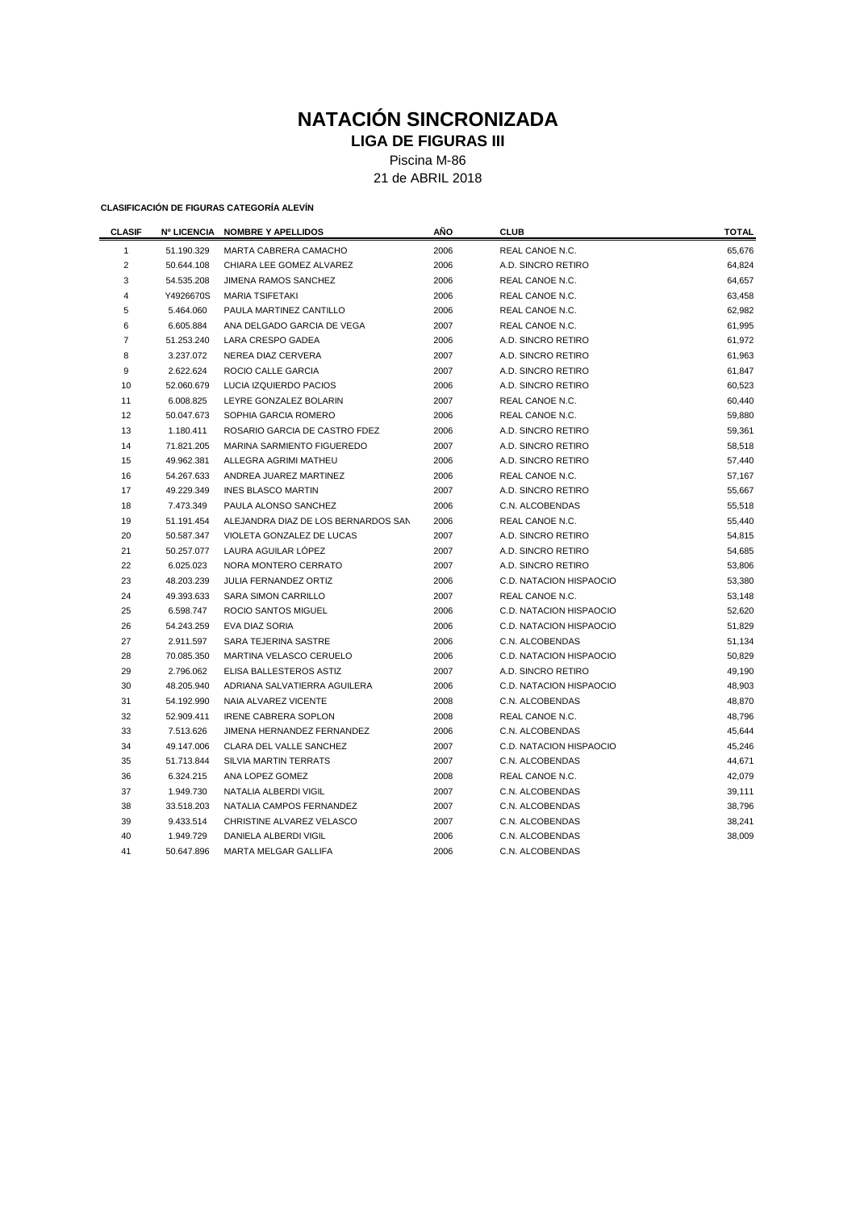# NATACIÓN SINCRONIZADA

## LIGA DE FIGURAS III

Piscina M-86

21 de ABRIL 2018

**CLASIFICACIÓN DE FIGURAS CATEGORÍA ALEVÍN**

| CLASIF | Nº LICENCIA | NOMBRE Y APELLIDOS | AÑO | CLUB | TOTAL |
|---|---|---|---|---|---|
| 1 | 51.190.329 | MARTA CABRERA CAMACHO | 2006 | REAL CANOE N.C. | 65,676 |
| 2 | 50.644.108 | CHIARA LEE GOMEZ ALVAREZ | 2006 | A.D. SINCRO RETIRO | 64,824 |
| 3 | 54.535.208 | JIMENA RAMOS SANCHEZ | 2006 | REAL CANOE N.C. | 64,657 |
| 4 | Y4926670S | MARIA TSIFETAKI | 2006 | REAL CANOE N.C. | 63,458 |
| 5 | 5.464.060 | PAULA MARTINEZ CANTILLO | 2006 | REAL CANOE N.C. | 62,982 |
| 6 | 6.605.884 | ANA DELGADO GARCIA DE VEGA | 2007 | REAL CANOE N.C. | 61,995 |
| 7 | 51.253.240 | LARA CRESPO GADEA | 2006 | A.D. SINCRO RETIRO | 61,972 |
| 8 | 3.237.072 | NEREA DIAZ CERVERA | 2007 | A.D. SINCRO RETIRO | 61,963 |
| 9 | 2.622.624 | ROCIO CALLE GARCIA | 2007 | A.D. SINCRO RETIRO | 61,847 |
| 10 | 52.060.679 | LUCIA IZQUIERDO PACIOS | 2006 | A.D. SINCRO RETIRO | 60,523 |
| 11 | 6.008.825 | LEYRE GONZALEZ BOLARIN | 2007 | REAL CANOE N.C. | 60,440 |
| 12 | 50.047.673 | SOPHIA GARCIA ROMERO | 2006 | REAL CANOE N.C. | 59,880 |
| 13 | 1.180.411 | ROSARIO GARCIA DE CASTRO FDEZ | 2006 | A.D. SINCRO RETIRO | 59,361 |
| 14 | 71.821.205 | MARINA SARMIENTO FIGUEREDO | 2007 | A.D. SINCRO RETIRO | 58,518 |
| 15 | 49.962.381 | ALLEGRA AGRIMI MATHEU | 2006 | A.D. SINCRO RETIRO | 57,440 |
| 16 | 54.267.633 | ANDREA JUAREZ MARTINEZ | 2006 | REAL CANOE N.C. | 57,167 |
| 17 | 49.229.349 | INES BLASCO MARTIN | 2007 | A.D. SINCRO RETIRO | 55,667 |
| 18 | 7.473.349 | PAULA ALONSO SANCHEZ | 2006 | C.N. ALCOBENDAS | 55,518 |
| 19 | 51.191.454 | ALEJANDRA DIAZ DE LOS BERNARDOS SAN | 2006 | REAL CANOE N.C. | 55,440 |
| 20 | 50.587.347 | VIOLETA GONZALEZ DE LUCAS | 2007 | A.D. SINCRO RETIRO | 54,815 |
| 21 | 50.257.077 | LAURA AGUILAR LÓPEZ | 2007 | A.D. SINCRO RETIRO | 54,685 |
| 22 | 6.025.023 | NORA MONTERO CERRATO | 2007 | A.D. SINCRO RETIRO | 53,806 |
| 23 | 48.203.239 | JULIA FERNANDEZ ORTIZ | 2006 | C.D. NATACION HISPAOCIO | 53,380 |
| 24 | 49.393.633 | SARA SIMON CARRILLO | 2007 | REAL CANOE N.C. | 53,148 |
| 25 | 6.598.747 | ROCIO SANTOS MIGUEL | 2006 | C.D. NATACION HISPAOCIO | 52,620 |
| 26 | 54.243.259 | EVA DIAZ SORIA | 2006 | C.D. NATACION HISPAOCIO | 51,829 |
| 27 | 2.911.597 | SARA TEJERINA SASTRE | 2006 | C.N. ALCOBENDAS | 51,134 |
| 28 | 70.085.350 | MARTINA VELASCO CERUELO | 2006 | C.D. NATACION HISPAOCIO | 50,829 |
| 29 | 2.796.062 | ELISA BALLESTEROS ASTIZ | 2007 | A.D. SINCRO RETIRO | 49,190 |
| 30 | 48.205.940 | ADRIANA SALVATIERRA AGUILERA | 2006 | C.D. NATACION HISPAOCIO | 48,903 |
| 31 | 54.192.990 | NAIA ALVAREZ VICENTE | 2008 | C.N. ALCOBENDAS | 48,870 |
| 32 | 52.909.411 | IRENE CABRERA SOPLON | 2008 | REAL CANOE N.C. | 48,796 |
| 33 | 7.513.626 | JIMENA HERNANDEZ FERNANDEZ | 2006 | C.N. ALCOBENDAS | 45,644 |
| 34 | 49.147.006 | CLARA DEL VALLE SANCHEZ | 2007 | C.D. NATACION HISPAOCIO | 45,246 |
| 35 | 51.713.844 | SILVIA MARTIN TERRATS | 2007 | C.N. ALCOBENDAS | 44,671 |
| 36 | 6.324.215 | ANA LOPEZ GOMEZ | 2008 | REAL CANOE N.C. | 42,079 |
| 37 | 1.949.730 | NATALIA ALBERDI VIGIL | 2007 | C.N. ALCOBENDAS | 39,111 |
| 38 | 33.518.203 | NATALIA CAMPOS FERNANDEZ | 2007 | C.N. ALCOBENDAS | 38,796 |
| 39 | 9.433.514 | CHRISTINE ALVAREZ VELASCO | 2007 | C.N. ALCOBENDAS | 38,241 |
| 40 | 1.949.729 | DANIELA ALBERDI VIGIL | 2006 | C.N. ALCOBENDAS | 38,009 |
| 41 | 50.647.896 | MARTA MELGAR GALLIFA | 2006 | C.N. ALCOBENDAS | |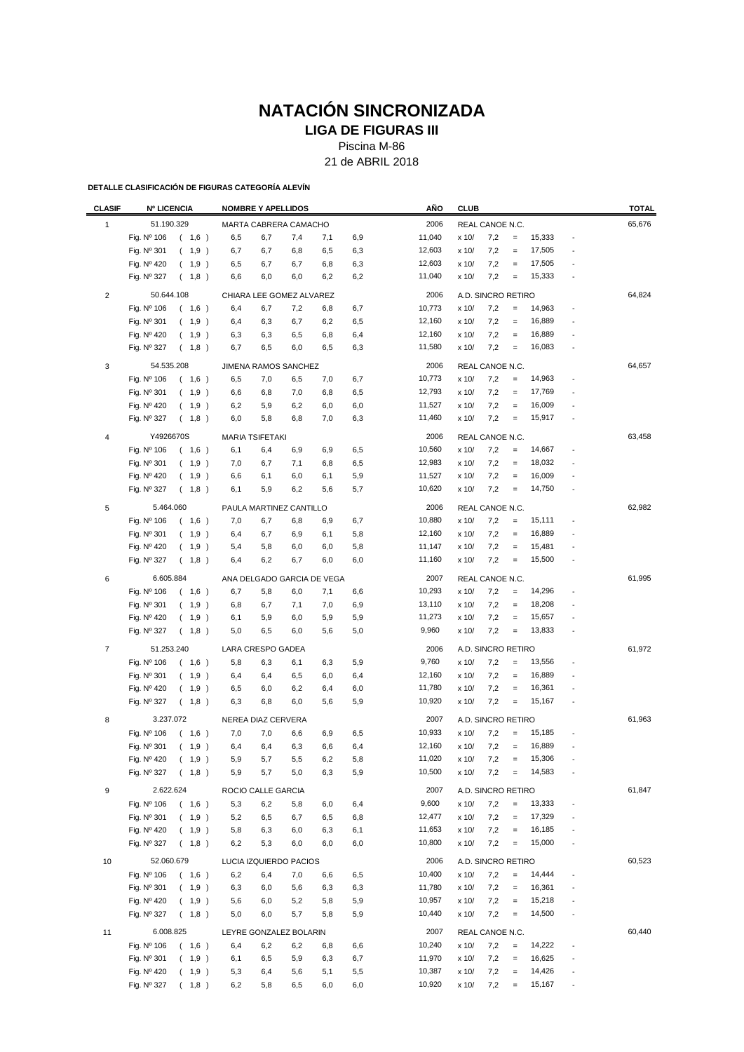# NATACIÓN SINCRONIZADA

## LIGA DE FIGURAS III

Piscina M-86

21 de ABRIL 2018

**DETALLE CLASIFICACIÓN DE FIGURAS CATEGORÍA ALEVÍN**

| CLASIF | Nº LICENCIA | | NOMBRE Y APELLIDOS | | | | | AÑO | CLUB | | | | | TOTAL |
|---|---|---|---|---|---|---|---|---|---|---|---|---|---|---|
| 1 | 51.190.329 | | MARTA CABRERA CAMACHO | | | | | 2006 | REAL CANOE N.C. | | | | | 65,676 |
| | Fig. Nº 106 | ( 1,6 ) | 6,5 | 6,7 | 7,4 | 7,1 | 6,9 | 11,040 | x 10/ | 7,2 | = | 15,333 | - | |
| | Fig. Nº 301 | ( 1,9 ) | 6,7 | 6,7 | 6,8 | 6,5 | 6,3 | 12,603 | x 10/ | 7,2 | = | 17,505 | - | |
| | Fig. Nº 420 | ( 1,9 ) | 6,5 | 6,7 | 6,7 | 6,8 | 6,3 | 12,603 | x 10/ | 7,2 | = | 17,505 | - | |
| | Fig. Nº 327 | ( 1,8 ) | 6,6 | 6,0 | 6,0 | 6,2 | 6,2 | 11,040 | x 10/ | 7,2 | = | 15,333 | - | |
| 2 | 50.644.108 | | CHIARA LEE GOMEZ ALVAREZ | | | | | 2006 | A.D. SINCRO RETIRO | | | | | 64,824 |
| | Fig. Nº 106 | ( 1,6 ) | 6,4 | 6,7 | 7,2 | 6,8 | 6,7 | 10,773 | x 10/ | 7,2 | = | 14,963 | - | |
| | Fig. Nº 301 | ( 1,9 ) | 6,4 | 6,3 | 6,7 | 6,2 | 6,5 | 12,160 | x 10/ | 7,2 | = | 16,889 | - | |
| | Fig. Nº 420 | ( 1,9 ) | 6,3 | 6,3 | 6,5 | 6,8 | 6,4 | 12,160 | x 10/ | 7,2 | = | 16,889 | - | |
| | Fig. Nº 327 | ( 1,8 ) | 6,7 | 6,5 | 6,0 | 6,5 | 6,3 | 11,580 | x 10/ | 7,2 | = | 16,083 | - | |
| 3 | 54.535.208 | | JIMENA RAMOS SANCHEZ | | | | | 2006 | REAL CANOE N.C. | | | | | 64,657 |
| | Fig. Nº 106 | ( 1,6 ) | 6,5 | 7,0 | 6,5 | 7,0 | 6,7 | 10,773 | x 10/ | 7,2 | = | 14,963 | - | |
| | Fig. Nº 301 | ( 1,9 ) | 6,6 | 6,8 | 7,0 | 6,8 | 6,5 | 12,793 | x 10/ | 7,2 | = | 17,769 | - | |
| | Fig. Nº 420 | ( 1,9 ) | 6,2 | 5,9 | 6,2 | 6,0 | 6,0 | 11,527 | x 10/ | 7,2 | = | 16,009 | - | |
| | Fig. Nº 327 | ( 1,8 ) | 6,0 | 5,8 | 6,8 | 7,0 | 6,3 | 11,460 | x 10/ | 7,2 | = | 15,917 | - | |
| 4 | Y4926670S | | MARIA TSIFETAKI | | | | | 2006 | REAL CANOE N.C. | | | | | 63,458 |
| | Fig. Nº 106 | ( 1,6 ) | 6,1 | 6,4 | 6,9 | 6,9 | 6,5 | 10,560 | x 10/ | 7,2 | = | 14,667 | - | |
| | Fig. Nº 301 | ( 1,9 ) | 7,0 | 6,7 | 7,1 | 6,8 | 6,5 | 12,983 | x 10/ | 7,2 | = | 18,032 | - | |
| | Fig. Nº 420 | ( 1,9 ) | 6,6 | 6,1 | 6,0 | 6,1 | 5,9 | 11,527 | x 10/ | 7,2 | = | 16,009 | - | |
| | Fig. Nº 327 | ( 1,8 ) | 6,1 | 5,9 | 6,2 | 5,6 | 5,7 | 10,620 | x 10/ | 7,2 | = | 14,750 | - | |
| 5 | 5.464.060 | | PAULA MARTINEZ CANTILLO | | | | | 2006 | REAL CANOE N.C. | | | | | 62,982 |
| | Fig. Nº 106 | ( 1,6 ) | 7,0 | 6,7 | 6,8 | 6,9 | 6,7 | 10,880 | x 10/ | 7,2 | = | 15,111 | - | |
| | Fig. Nº 301 | ( 1,9 ) | 6,4 | 6,7 | 6,9 | 6,1 | 5,8 | 12,160 | x 10/ | 7,2 | = | 16,889 | - | |
| | Fig. Nº 420 | ( 1,9 ) | 5,4 | 5,8 | 6,0 | 6,0 | 5,8 | 11,147 | x 10/ | 7,2 | = | 15,481 | - | |
| | Fig. Nº 327 | ( 1,8 ) | 6,4 | 6,2 | 6,7 | 6,0 | 6,0 | 11,160 | x 10/ | 7,2 | = | 15,500 | - | |
| 6 | 6.605.884 | | ANA DELGADO GARCIA DE VEGA | | | | | 2007 | REAL CANOE N.C. | | | | | 61,995 |
| | Fig. Nº 106 | ( 1,6 ) | 6,7 | 5,8 | 6,0 | 7,1 | 6,6 | 10,293 | x 10/ | 7,2 | = | 14,296 | - | |
| | Fig. Nº 301 | ( 1,9 ) | 6,8 | 6,7 | 7,1 | 7,0 | 6,9 | 13,110 | x 10/ | 7,2 | = | 18,208 | - | |
| | Fig. Nº 420 | ( 1,9 ) | 6,1 | 5,9 | 6,0 | 5,9 | 5,9 | 11,273 | x 10/ | 7,2 | = | 15,657 | - | |
| | Fig. Nº 327 | ( 1,8 ) | 5,0 | 6,5 | 6,0 | 5,6 | 5,0 | 9,960 | x 10/ | 7,2 | = | 13,833 | - | |
| 7 | 51.253.240 | | LARA CRESPO GADEA | | | | | 2006 | A.D. SINCRO RETIRO | | | | | 61,972 |
| | Fig. Nº 106 | ( 1,6 ) | 5,8 | 6,3 | 6,1 | 6,3 | 5,9 | 9,760 | x 10/ | 7,2 | = | 13,556 | - | |
| | Fig. Nº 301 | ( 1,9 ) | 6,4 | 6,4 | 6,5 | 6,0 | 6,4 | 12,160 | x 10/ | 7,2 | = | 16,889 | - | |
| | Fig. Nº 420 | ( 1,9 ) | 6,5 | 6,0 | 6,2 | 6,4 | 6,0 | 11,780 | x 10/ | 7,2 | = | 16,361 | - | |
| | Fig. Nº 327 | ( 1,8 ) | 6,3 | 6,8 | 6,0 | 5,6 | 5,9 | 10,920 | x 10/ | 7,2 | = | 15,167 | - | |
| 8 | 3.237.072 | | NEREA DIAZ CERVERA | | | | | 2007 | A.D. SINCRO RETIRO | | | | | 61,963 |
| | Fig. Nº 106 | ( 1,6 ) | 7,0 | 7,0 | 6,6 | 6,9 | 6,5 | 10,933 | x 10/ | 7,2 | = | 15,185 | - | |
| | Fig. Nº 301 | ( 1,9 ) | 6,4 | 6,4 | 6,3 | 6,6 | 6,4 | 12,160 | x 10/ | 7,2 | = | 16,889 | - | |
| | Fig. Nº 420 | ( 1,9 ) | 5,9 | 5,7 | 5,5 | 6,2 | 5,8 | 11,020 | x 10/ | 7,2 | = | 15,306 | - | |
| | Fig. Nº 327 | ( 1,8 ) | 5,9 | 5,7 | 5,0 | 6,3 | 5,9 | 10,500 | x 10/ | 7,2 | = | 14,583 | - | |
| 9 | 2.622.624 | | ROCIO CALLE GARCIA | | | | | 2007 | A.D. SINCRO RETIRO | | | | | 61,847 |
| | Fig. Nº 106 | ( 1,6 ) | 5,3 | 6,2 | 5,8 | 6,0 | 6,4 | 9,600 | x 10/ | 7,2 | = | 13,333 | - | |
| | Fig. Nº 301 | ( 1,9 ) | 5,2 | 6,5 | 6,7 | 6,5 | 6,8 | 12,477 | x 10/ | 7,2 | = | 17,329 | - | |
| | Fig. Nº 420 | ( 1,9 ) | 5,8 | 6,3 | 6,0 | 6,3 | 6,1 | 11,653 | x 10/ | 7,2 | = | 16,185 | - | |
| | Fig. Nº 327 | ( 1,8 ) | 6,2 | 5,3 | 6,0 | 6,0 | 6,0 | 10,800 | x 10/ | 7,2 | = | 15,000 | - | |
| 10 | 52.060.679 | | LUCIA IZQUIERDO PACIOS | | | | | 2006 | A.D. SINCRO RETIRO | | | | | 60,523 |
| | Fig. Nº 106 | ( 1,6 ) | 6,2 | 6,4 | 7,0 | 6,6 | 6,5 | 10,400 | x 10/ | 7,2 | = | 14,444 | - | |
| | Fig. Nº 301 | ( 1,9 ) | 6,3 | 6,0 | 5,6 | 6,3 | 6,3 | 11,780 | x 10/ | 7,2 | = | 16,361 | - | |
| | Fig. Nº 420 | ( 1,9 ) | 5,6 | 6,0 | 5,2 | 5,8 | 5,9 | 10,957 | x 10/ | 7,2 | = | 15,218 | - | |
| | Fig. Nº 327 | ( 1,8 ) | 5,0 | 6,0 | 5,7 | 5,8 | 5,9 | 10,440 | x 10/ | 7,2 | = | 14,500 | - | |
| 11 | 6.008.825 | | LEYRE GONZALEZ BOLARIN | | | | | 2007 | REAL CANOE N.C. | | | | | 60,440 |
| | Fig. Nº 106 | ( 1,6 ) | 6,4 | 6,2 | 6,2 | 6,8 | 6,6 | 10,240 | x 10/ | 7,2 | = | 14,222 | - | |
| | Fig. Nº 301 | ( 1,9 ) | 6,1 | 6,5 | 5,9 | 6,3 | 6,7 | 11,970 | x 10/ | 7,2 | = | 16,625 | - | |
| | Fig. Nº 420 | ( 1,9 ) | 5,3 | 6,4 | 5,6 | 5,1 | 5,5 | 10,387 | x 10/ | 7,2 | = | 14,426 | - | |
| | Fig. Nº 327 | ( 1,8 ) | 6,2 | 5,8 | 6,5 | 6,0 | 6,0 | 10,920 | x 10/ | 7,2 | = | 15,167 | - | |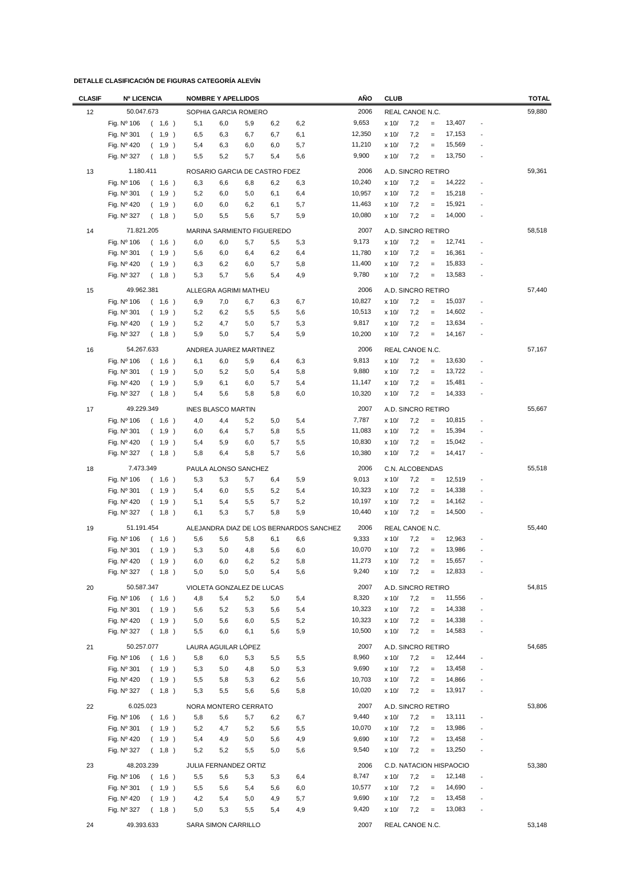**DETALLE CLASIFICACIÓN DE FIGURAS CATEGORÍA ALEVÍN**

| CLASIF | Nº LICENCIA | NOMBRE Y APELLIDOS | | | | | AÑO | CLUB | | | | | TOTAL |
|---|---|---|---|---|---|---|---|---|---|---|---|---|---|
| 12 | 50.047.673 | SOPHIA GARCIA ROMERO | | | | | 2006 | REAL CANOE N.C. | | | | | 59,880 |
| | Fig. Nº 106 ( 1,6 ) | 5,1 | 6,0 | 5,9 | 6,2 | 6,2 | 9,653 | x 10/ | 7,2 | = | 13,407 | - | |
| | Fig. Nº 301 ( 1,9 ) | 6,5 | 6,3 | 6,7 | 6,7 | 6,1 | 12,350 | x 10/ | 7,2 | = | 17,153 | - | |
| | Fig. Nº 420 ( 1,9 ) | 5,4 | 6,3 | 6,0 | 6,0 | 5,7 | 11,210 | x 10/ | 7,2 | = | 15,569 | - | |
| | Fig. Nº 327 ( 1,8 ) | 5,5 | 5,2 | 5,7 | 5,4 | 5,6 | 9,900 | x 10/ | 7,2 | = | 13,750 | - | |
| 13 | 1.180.411 | ROSARIO GARCIA DE CASTRO FDEZ | | | | | 2006 | A.D. SINCRO RETIRO | | | | | 59,361 |
| | Fig. Nº 106 ( 1,6 ) | 6,3 | 6,6 | 6,8 | 6,2 | 6,3 | 10,240 | x 10/ | 7,2 | = | 14,222 | - | |
| | Fig. Nº 301 ( 1,9 ) | 5,2 | 6,0 | 5,0 | 6,1 | 6,4 | 10,957 | x 10/ | 7,2 | = | 15,218 | - | |
| | Fig. Nº 420 ( 1,9 ) | 6,0 | 6,0 | 6,2 | 6,1 | 5,7 | 11,463 | x 10/ | 7,2 | = | 15,921 | - | |
| | Fig. Nº 327 ( 1,8 ) | 5,0 | 5,5 | 5,6 | 5,7 | 5,9 | 10,080 | x 10/ | 7,2 | = | 14,000 | - | |
| 14 | 71.821.205 | MARINA SARMIENTO FIGUEREDO | | | | | 2007 | A.D. SINCRO RETIRO | | | | | 58,518 |
| | Fig. Nº 106 ( 1,6 ) | 6,0 | 6,0 | 5,7 | 5,5 | 5,3 | 9,173 | x 10/ | 7,2 | = | 12,741 | - | |
| | Fig. Nº 301 ( 1,9 ) | 5,6 | 6,0 | 6,4 | 6,2 | 6,4 | 11,780 | x 10/ | 7,2 | = | 16,361 | - | |
| | Fig. Nº 420 ( 1,9 ) | 6,3 | 6,2 | 6,0 | 5,7 | 5,8 | 11,400 | x 10/ | 7,2 | = | 15,833 | - | |
| | Fig. Nº 327 ( 1,8 ) | 5,3 | 5,7 | 5,6 | 5,4 | 4,9 | 9,780 | x 10/ | 7,2 | = | 13,583 | - | |
| 15 | 49.962.381 | ALLEGRA AGRIMI MATHEU | | | | | 2006 | A.D. SINCRO RETIRO | | | | | 57,440 |
| | Fig. Nº 106 ( 1,6 ) | 6,9 | 7,0 | 6,7 | 6,3 | 6,7 | 10,827 | x 10/ | 7,2 | = | 15,037 | - | |
| | Fig. Nº 301 ( 1,9 ) | 5,2 | 6,2 | 5,5 | 5,5 | 5,6 | 10,513 | x 10/ | 7,2 | = | 14,602 | - | |
| | Fig. Nº 420 ( 1,9 ) | 5,2 | 4,7 | 5,0 | 5,7 | 5,3 | 9,817 | x 10/ | 7,2 | = | 13,634 | - | |
| | Fig. Nº 327 ( 1,8 ) | 5,9 | 5,0 | 5,7 | 5,4 | 5,9 | 10,200 | x 10/ | 7,2 | = | 14,167 | - | |
| 16 | 54.267.633 | ANDREA JUAREZ MARTINEZ | | | | | 2006 | REAL CANOE N.C. | | | | | 57,167 |
| | Fig. Nº 106 ( 1,6 ) | 6,1 | 6,0 | 5,9 | 6,4 | 6,3 | 9,813 | x 10/ | 7,2 | = | 13,630 | - | |
| | Fig. Nº 301 ( 1,9 ) | 5,0 | 5,2 | 5,0 | 5,4 | 5,8 | 9,880 | x 10/ | 7,2 | = | 13,722 | - | |
| | Fig. Nº 420 ( 1,9 ) | 5,9 | 6,1 | 6,0 | 5,7 | 5,4 | 11,147 | x 10/ | 7,2 | = | 15,481 | - | |
| | Fig. Nº 327 ( 1,8 ) | 5,4 | 5,6 | 5,8 | 5,8 | 6,0 | 10,320 | x 10/ | 7,2 | = | 14,333 | - | |
| 17 | 49.229.349 | INES BLASCO MARTIN | | | | | 2007 | A.D. SINCRO RETIRO | | | | | 55,667 |
| | Fig. Nº 106 ( 1,6 ) | 4,0 | 4,4 | 5,2 | 5,0 | 5,4 | 7,787 | x 10/ | 7,2 | = | 10,815 | - | |
| | Fig. Nº 301 ( 1,9 ) | 6,0 | 6,4 | 5,7 | 5,8 | 5,5 | 11,083 | x 10/ | 7,2 | = | 15,394 | - | |
| | Fig. Nº 420 ( 1,9 ) | 5,4 | 5,9 | 6,0 | 5,7 | 5,5 | 10,830 | x 10/ | 7,2 | = | 15,042 | - | |
| | Fig. Nº 327 ( 1,8 ) | 5,8 | 6,4 | 5,8 | 5,7 | 5,6 | 10,380 | x 10/ | 7,2 | = | 14,417 | - | |
| 18 | 7.473.349 | PAULA ALONSO SANCHEZ | | | | | 2006 | C.N. ALCOBENDAS | | | | | 55,518 |
| | Fig. Nº 106 ( 1,6 ) | 5,3 | 5,3 | 5,7 | 6,4 | 5,9 | 9,013 | x 10/ | 7,2 | = | 12,519 | - | |
| | Fig. Nº 301 ( 1,9 ) | 5,4 | 6,0 | 5,5 | 5,2 | 5,4 | 10,323 | x 10/ | 7,2 | = | 14,338 | - | |
| | Fig. Nº 420 ( 1,9 ) | 5,1 | 5,4 | 5,5 | 5,7 | 5,2 | 10,197 | x 10/ | 7,2 | = | 14,162 | - | |
| | Fig. Nº 327 ( 1,8 ) | 6,1 | 5,3 | 5,7 | 5,8 | 5,9 | 10,440 | x 10/ | 7,2 | = | 14,500 | - | |
| 19 | 51.191.454 | ALEJANDRA DIAZ DE LOS BERNARDOS SANCHEZ | | | | | 2006 | REAL CANOE N.C. | | | | | 55,440 |
| | Fig. Nº 106 ( 1,6 ) | 5,6 | 5,6 | 5,8 | 6,1 | 6,6 | 9,333 | x 10/ | 7,2 | = | 12,963 | - | |
| | Fig. Nº 301 ( 1,9 ) | 5,3 | 5,0 | 4,8 | 5,6 | 6,0 | 10,070 | x 10/ | 7,2 | = | 13,986 | - | |
| | Fig. Nº 420 ( 1,9 ) | 6,0 | 6,0 | 6,2 | 5,2 | 5,8 | 11,273 | x 10/ | 7,2 | = | 15,657 | - | |
| | Fig. Nº 327 ( 1,8 ) | 5,0 | 5,0 | 5,0 | 5,4 | 5,6 | 9,240 | x 10/ | 7,2 | = | 12,833 | - | |
| 20 | 50.587.347 | VIOLETA GONZALEZ DE LUCAS | | | | | 2007 | A.D. SINCRO RETIRO | | | | | 54,815 |
| | Fig. Nº 106 ( 1,6 ) | 4,8 | 5,4 | 5,2 | 5,0 | 5,4 | 8,320 | x 10/ | 7,2 | = | 11,556 | - | |
| | Fig. Nº 301 ( 1,9 ) | 5,6 | 5,2 | 5,3 | 5,6 | 5,4 | 10,323 | x 10/ | 7,2 | = | 14,338 | - | |
| | Fig. Nº 420 ( 1,9 ) | 5,0 | 5,6 | 6,0 | 5,5 | 5,2 | 10,323 | x 10/ | 7,2 | = | 14,338 | - | |
| | Fig. Nº 327 ( 1,8 ) | 5,5 | 6,0 | 6,1 | 5,6 | 5,9 | 10,500 | x 10/ | 7,2 | = | 14,583 | - | |
| 21 | 50.257.077 | LAURA AGUILAR LÓPEZ | | | | | 2007 | A.D. SINCRO RETIRO | | | | | 54,685 |
| | Fig. Nº 106 ( 1,6 ) | 5,8 | 6,0 | 5,3 | 5,5 | 5,5 | 8,960 | x 10/ | 7,2 | = | 12,444 | - | |
| | Fig. Nº 301 ( 1,9 ) | 5,3 | 5,0 | 4,8 | 5,0 | 5,3 | 9,690 | x 10/ | 7,2 | = | 13,458 | - | |
| | Fig. Nº 420 ( 1,9 ) | 5,5 | 5,8 | 5,3 | 6,2 | 5,6 | 10,703 | x 10/ | 7,2 | = | 14,866 | - | |
| | Fig. Nº 327 ( 1,8 ) | 5,3 | 5,5 | 5,6 | 5,6 | 5,8 | 10,020 | x 10/ | 7,2 | = | 13,917 | - | |
| 22 | 6.025.023 | NORA MONTERO CERRATO | | | | | 2007 | A.D. SINCRO RETIRO | | | | | 53,806 |
| | Fig. Nº 106 ( 1,6 ) | 5,8 | 5,6 | 5,7 | 6,2 | 6,7 | 9,440 | x 10/ | 7,2 | = | 13,111 | - | |
| | Fig. Nº 301 ( 1,9 ) | 5,2 | 4,7 | 5,2 | 5,6 | 5,5 | 10,070 | x 10/ | 7,2 | = | 13,986 | - | |
| | Fig. Nº 420 ( 1,9 ) | 5,4 | 4,9 | 5,0 | 5,6 | 4,9 | 9,690 | x 10/ | 7,2 | = | 13,458 | - | |
| | Fig. Nº 327 ( 1,8 ) | 5,2 | 5,2 | 5,5 | 5,0 | 5,6 | 9,540 | x 10/ | 7,2 | = | 13,250 | - | |
| 23 | 48.203.239 | JULIA FERNANDEZ ORTIZ | | | | | 2006 | C.D. NATACION HISPACIO | | | | | 53,380 |
| | Fig. Nº 106 ( 1,6 ) | 5,5 | 5,6 | 5,3 | 5,3 | 6,4 | 8,747 | x 10/ | 7,2 | = | 12,148 | - | |
| | Fig. Nº 301 ( 1,9 ) | 5,5 | 5,6 | 5,4 | 5,6 | 6,0 | 10,577 | x 10/ | 7,2 | = | 14,690 | - | |
| | Fig. Nº 420 ( 1,9 ) | 4,2 | 5,4 | 5,0 | 4,9 | 5,7 | 9,690 | x 10/ | 7,2 | = | 13,458 | - | |
| | Fig. Nº 327 ( 1,8 ) | 5,0 | 5,3 | 5,5 | 5,4 | 4,9 | 9,420 | x 10/ | 7,2 | = | 13,083 | - | |
| 24 | 49.393.633 | SARA SIMON CARRILLO | | | | | 2007 | REAL CANOE N.C. | | | | | 53,148 |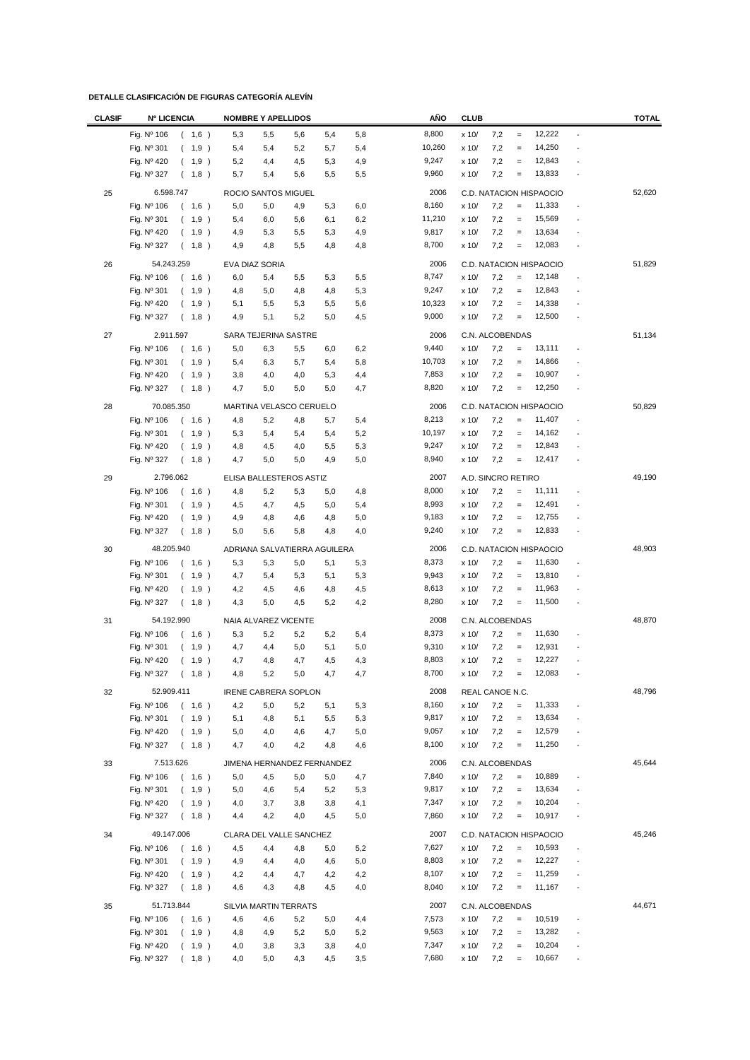**DETALLE CLASIFICACIÓN DE FIGURAS CATEGORÍA ALEVÍN**

| CLASIF | Nº LICENCIA | | NOMBRE Y APELLIDOS | | | | | AÑO | CLUB | | | | | TOTAL |
|---|---|---|---|---|---|---|---|---|---|---|---|---|---|---|
| | Fig. Nº 106 | ( 1,6 ) | 5,3 | 5,5 | 5,6 | 5,4 | 5,8 | 8,800 | x 10/ | 7,2 | = | 12,222 | - | |
| | Fig. Nº 301 | ( 1,9 ) | 5,4 | 5,4 | 5,2 | 5,7 | 5,4 | 10,260 | x 10/ | 7,2 | = | 14,250 | - | |
| | Fig. Nº 420 | ( 1,9 ) | 5,2 | 4,4 | 4,5 | 5,3 | 4,9 | 9,247 | x 10/ | 7,2 | = | 12,843 | - | |
| | Fig. Nº 327 | ( 1,8 ) | 5,7 | 5,4 | 5,6 | 5,5 | 5,5 | 9,960 | x 10/ | 7,2 | = | 13,833 | - | |
| 25 | 6.598.747 | | ROCIO SANTOS MIGUEL | | | | | 2006 | C.D. NATACION HISPACIO | | | | | 52,620 |
| | Fig. Nº 106 | ( 1,6 ) | 5,0 | 5,0 | 4,9 | 5,3 | 6,0 | 8,160 | x 10/ | 7,2 | = | 11,333 | - | |
| | Fig. Nº 301 | ( 1,9 ) | 5,4 | 6,0 | 5,6 | 6,1 | 6,2 | 11,210 | x 10/ | 7,2 | = | 15,569 | - | |
| | Fig. Nº 420 | ( 1,9 ) | 4,9 | 5,3 | 5,5 | 5,3 | 4,9 | 9,817 | x 10/ | 7,2 | = | 13,634 | - | |
| | Fig. Nº 327 | ( 1,8 ) | 4,9 | 4,8 | 5,5 | 4,8 | 4,8 | 8,700 | x 10/ | 7,2 | = | 12,083 | - | |
| 26 | 54.243.259 | | EVA DIAZ SORIA | | | | | 2006 | C.D. NATACION HISPACIO | | | | | 51,829 |
| | Fig. Nº 106 | ( 1,6 ) | 6,0 | 5,4 | 5,5 | 5,3 | 5,5 | 8,747 | x 10/ | 7,2 | = | 12,148 | - | |
| | Fig. Nº 301 | ( 1,9 ) | 4,8 | 5,0 | 4,8 | 4,8 | 5,3 | 9,247 | x 10/ | 7,2 | = | 12,843 | - | |
| | Fig. Nº 420 | ( 1,9 ) | 5,1 | 5,5 | 5,3 | 5,5 | 5,6 | 10,323 | x 10/ | 7,2 | = | 14,338 | - | |
| | Fig. Nº 327 | ( 1,8 ) | 4,9 | 5,1 | 5,2 | 5,0 | 4,5 | 9,000 | x 10/ | 7,2 | = | 12,500 | - | |
| 27 | 2.911.597 | | SARA TEJERINA SASTRE | | | | | 2006 | C.N. ALCOBENDAS | | | | | 51,134 |
| | Fig. Nº 106 | ( 1,6 ) | 5,0 | 6,3 | 5,5 | 6,0 | 6,2 | 9,440 | x 10/ | 7,2 | = | 13,111 | - | |
| | Fig. Nº 301 | ( 1,9 ) | 5,4 | 6,3 | 5,7 | 5,4 | 5,8 | 10,703 | x 10/ | 7,2 | = | 14,866 | - | |
| | Fig. Nº 420 | ( 1,9 ) | 3,8 | 4,0 | 4,0 | 5,3 | 4,4 | 7,853 | x 10/ | 7,2 | = | 10,907 | - | |
| | Fig. Nº 327 | ( 1,8 ) | 4,7 | 5,0 | 5,0 | 5,0 | 4,7 | 8,820 | x 10/ | 7,2 | = | 12,250 | - | |
| 28 | 70.085.350 | | MARTINA VELASCO CERUELO | | | | | 2006 | C.D. NATACION HISPACIO | | | | | 50,829 |
| | Fig. Nº 106 | ( 1,6 ) | 4,8 | 5,2 | 4,8 | 5,7 | 5,4 | 8,213 | x 10/ | 7,2 | = | 11,407 | - | |
| | Fig. Nº 301 | ( 1,9 ) | 5,3 | 5,4 | 5,4 | 5,4 | 5,2 | 10,197 | x 10/ | 7,2 | = | 14,162 | - | |
| | Fig. Nº 420 | ( 1,9 ) | 4,8 | 4,5 | 4,0 | 5,5 | 5,3 | 9,247 | x 10/ | 7,2 | = | 12,843 | - | |
| | Fig. Nº 327 | ( 1,8 ) | 4,7 | 5,0 | 5,0 | 4,9 | 5,0 | 8,940 | x 10/ | 7,2 | = | 12,417 | - | |
| 29 | 2.796.062 | | ELISA BALLESTEROS ASTIZ | | | | | 2007 | A.D. SINCRO RETIRO | | | | | 49,190 |
| | Fig. Nº 106 | ( 1,6 ) | 4,8 | 5,2 | 5,3 | 5,0 | 4,8 | 8,000 | x 10/ | 7,2 | = | 11,111 | - | |
| | Fig. Nº 301 | ( 1,9 ) | 4,5 | 4,7 | 4,5 | 5,0 | 5,4 | 8,993 | x 10/ | 7,2 | = | 12,491 | - | |
| | Fig. Nº 420 | ( 1,9 ) | 4,9 | 4,8 | 4,6 | 4,8 | 5,0 | 9,183 | x 10/ | 7,2 | = | 12,755 | - | |
| | Fig. Nº 327 | ( 1,8 ) | 5,0 | 5,6 | 5,8 | 4,8 | 4,0 | 9,240 | x 10/ | 7,2 | = | 12,833 | - | |
| 30 | 48.205.940 | | ADRIANA SALVATIERRA AGUILERA | | | | | 2006 | C.D. NATACION HISPACIO | | | | | 48,903 |
| | Fig. Nº 106 | ( 1,6 ) | 5,3 | 5,3 | 5,0 | 5,1 | 5,3 | 8,373 | x 10/ | 7,2 | = | 11,630 | - | |
| | Fig. Nº 301 | ( 1,9 ) | 4,7 | 5,4 | 5,3 | 5,1 | 5,3 | 9,943 | x 10/ | 7,2 | = | 13,810 | - | |
| | Fig. Nº 420 | ( 1,9 ) | 4,2 | 4,5 | 4,6 | 4,8 | 4,5 | 8,613 | x 10/ | 7,2 | = | 11,963 | - | |
| | Fig. Nº 327 | ( 1,8 ) | 4,3 | 5,0 | 4,5 | 5,2 | 4,2 | 8,280 | x 10/ | 7,2 | = | 11,500 | - | |
| 31 | 54.192.990 | | NAIA ALVAREZ VICENTE | | | | | 2008 | C.N. ALCOBENDAS | | | | | 48,870 |
| | Fig. Nº 106 | ( 1,6 ) | 5,3 | 5,2 | 5,2 | 5,2 | 5,4 | 8,373 | x 10/ | 7,2 | = | 11,630 | - | |
| | Fig. Nº 301 | ( 1,9 ) | 4,7 | 4,4 | 5,0 | 5,1 | 5,0 | 9,310 | x 10/ | 7,2 | = | 12,931 | - | |
| | Fig. Nº 420 | ( 1,9 ) | 4,7 | 4,8 | 4,7 | 4,5 | 4,3 | 8,803 | x 10/ | 7,2 | = | 12,227 | - | |
| | Fig. Nº 327 | ( 1,8 ) | 4,8 | 5,2 | 5,0 | 4,7 | 4,7 | 8,700 | x 10/ | 7,2 | = | 12,083 | - | |
| 32 | 52.909.411 | | IRENE CABRERA SOPLON | | | | | 2008 | REAL CANOE N.C. | | | | | 48,796 |
| | Fig. Nº 106 | ( 1,6 ) | 4,2 | 5,0 | 5,2 | 5,1 | 5,3 | 8,160 | x 10/ | 7,2 | = | 11,333 | - | |
| | Fig. Nº 301 | ( 1,9 ) | 5,1 | 4,8 | 5,1 | 5,5 | 5,3 | 9,817 | x 10/ | 7,2 | = | 13,634 | - | |
| | Fig. Nº 420 | ( 1,9 ) | 5,0 | 4,0 | 4,6 | 4,7 | 5,0 | 9,057 | x 10/ | 7,2 | = | 12,579 | - | |
| | Fig. Nº 327 | ( 1,8 ) | 4,7 | 4,0 | 4,2 | 4,8 | 4,6 | 8,100 | x 10/ | 7,2 | = | 11,250 | - | |
| 33 | 7.513.626 | | JIMENA HERNANDEZ FERNANDEZ | | | | | 2006 | C.N. ALCOBENDAS | | | | | 45,644 |
| | Fig. Nº 106 | ( 1,6 ) | 5,0 | 4,5 | 5,0 | 5,0 | 4,7 | 7,840 | x 10/ | 7,2 | = | 10,889 | - | |
| | Fig. Nº 301 | ( 1,9 ) | 5,0 | 4,6 | 5,4 | 5,2 | 5,3 | 9,817 | x 10/ | 7,2 | = | 13,634 | - | |
| | Fig. Nº 420 | ( 1,9 ) | 4,0 | 3,7 | 3,8 | 3,8 | 4,1 | 7,347 | x 10/ | 7,2 | = | 10,204 | - | |
| | Fig. Nº 327 | ( 1,8 ) | 4,4 | 4,2 | 4,0 | 4,5 | 5,0 | 7,860 | x 10/ | 7,2 | = | 10,917 | - | |
| 34 | 49.147.006 | | CLARA DEL VALLE SANCHEZ | | | | | 2007 | C.D. NATACION HISPACIO | | | | | 45,246 |
| | Fig. Nº 106 | ( 1,6 ) | 4,5 | 4,4 | 4,8 | 5,0 | 5,2 | 7,627 | x 10/ | 7,2 | = | 10,593 | - | |
| | Fig. Nº 301 | ( 1,9 ) | 4,9 | 4,4 | 4,0 | 4,6 | 5,0 | 8,803 | x 10/ | 7,2 | = | 12,227 | - | |
| | Fig. Nº 420 | ( 1,9 ) | 4,2 | 4,4 | 4,7 | 4,2 | 4,2 | 8,107 | x 10/ | 7,2 | = | 11,259 | - | |
| | Fig. Nº 327 | ( 1,8 ) | 4,6 | 4,3 | 4,8 | 4,5 | 4,0 | 8,040 | x 10/ | 7,2 | = | 11,167 | - | |
| 35 | 51.713.844 | | SILVIA MARTIN TERRATS | | | | | 2007 | C.N. ALCOBENDAS | | | | | 44,671 |
| | Fig. Nº 106 | ( 1,6 ) | 4,6 | 4,6 | 5,2 | 5,0 | 4,4 | 7,573 | x 10/ | 7,2 | = | 10,519 | - | |
| | Fig. Nº 301 | ( 1,9 ) | 4,8 | 4,9 | 5,2 | 5,0 | 5,2 | 9,563 | x 10/ | 7,2 | = | 13,282 | - | |
| | Fig. Nº 420 | ( 1,9 ) | 4,0 | 3,8 | 3,3 | 3,8 | 4,0 | 7,347 | x 10/ | 7,2 | = | 10,204 | - | |
| | Fig. Nº 327 | ( 1,8 ) | 4,0 | 5,0 | 4,3 | 4,5 | 3,5 | 7,680 | x 10/ | 7,2 | = | 10,667 | - | |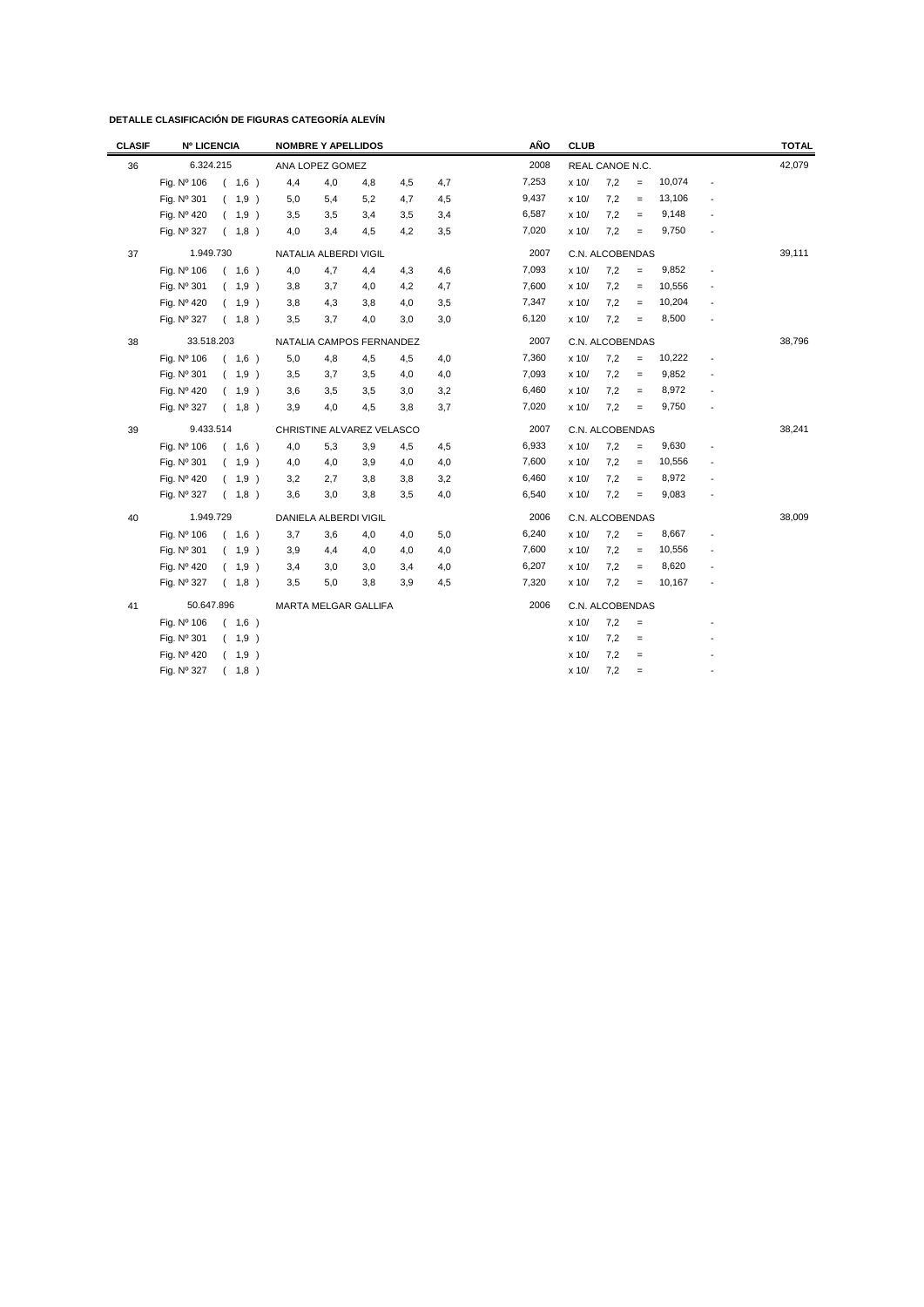**DETALLE CLASIFICACIÓN DE FIGURAS CATEGORÍA ALEVÍN**

| CLASIF | Nº LICENCIA | | NOMBRE Y APELLIDOS | | | | | AÑO | CLUB | | | | | TOTAL |
|---|---|---|---|---|---|---|---|---|---|---|---|---|---|---|
| 36 | 6.324.215 | | ANA LOPEZ GOMEZ | | | | | 2008 | REAL CANOE N.C. | | | | | 42,079 |
| | Fig. Nº 106 | ( 1,6 ) | 4,4 | 4,0 | 4,8 | 4,5 | 4,7 | 7,253 | x 10/ | 7,2 | = | 10,074 | - | |
| | Fig. Nº 301 | ( 1,9 ) | 5,0 | 5,4 | 5,2 | 4,7 | 4,5 | 9,437 | x 10/ | 7,2 | = | 13,106 | - | |
| | Fig. Nº 420 | ( 1,9 ) | 3,5 | 3,5 | 3,4 | 3,5 | 3,4 | 6,587 | x 10/ | 7,2 | = | 9,148 | - | |
| | Fig. Nº 327 | ( 1,8 ) | 4,0 | 3,4 | 4,5 | 4,2 | 3,5 | 7,020 | x 10/ | 7,2 | = | 9,750 | - | |
| 37 | 1.949.730 | | NATALIA ALBERDI VIGIL | | | | | 2007 | C.N. ALCOBENDAS | | | | | 39,111 |
| | Fig. Nº 106 | ( 1,6 ) | 4,0 | 4,7 | 4,4 | 4,3 | 4,6 | 7,093 | x 10/ | 7,2 | = | 9,852 | - | |
| | Fig. Nº 301 | ( 1,9 ) | 3,8 | 3,7 | 4,0 | 4,2 | 4,7 | 7,600 | x 10/ | 7,2 | = | 10,556 | - | |
| | Fig. Nº 420 | ( 1,9 ) | 3,8 | 4,3 | 3,8 | 4,0 | 3,5 | 7,347 | x 10/ | 7,2 | = | 10,204 | - | |
| | Fig. Nº 327 | ( 1,8 ) | 3,5 | 3,7 | 4,0 | 3,0 | 3,0 | 6,120 | x 10/ | 7,2 | = | 8,500 | - | |
| 38 | 33.518.203 | | NATALIA CAMPOS FERNANDEZ | | | | | 2007 | C.N. ALCOBENDAS | | | | | 38,796 |
| | Fig. Nº 106 | ( 1,6 ) | 5,0 | 4,8 | 4,5 | 4,5 | 4,0 | 7,360 | x 10/ | 7,2 | = | 10,222 | - | |
| | Fig. Nº 301 | ( 1,9 ) | 3,5 | 3,7 | 3,5 | 4,0 | 4,0 | 7,093 | x 10/ | 7,2 | = | 9,852 | - | |
| | Fig. Nº 420 | ( 1,9 ) | 3,6 | 3,5 | 3,5 | 3,0 | 3,2 | 6,460 | x 10/ | 7,2 | = | 8,972 | - | |
| | Fig. Nº 327 | ( 1,8 ) | 3,9 | 4,0 | 4,5 | 3,8 | 3,7 | 7,020 | x 10/ | 7,2 | = | 9,750 | - | |
| 39 | 9.433.514 | | CHRISTINE ALVAREZ VELASCO | | | | | 2007 | C.N. ALCOBENDAS | | | | | 38,241 |
| | Fig. Nº 106 | ( 1,6 ) | 4,0 | 5,3 | 3,9 | 4,5 | 4,5 | 6,933 | x 10/ | 7,2 | = | 9,630 | - | |
| | Fig. Nº 301 | ( 1,9 ) | 4,0 | 4,0 | 3,9 | 4,0 | 4,0 | 7,600 | x 10/ | 7,2 | = | 10,556 | - | |
| | Fig. Nº 420 | ( 1,9 ) | 3,2 | 2,7 | 3,8 | 3,8 | 3,2 | 6,460 | x 10/ | 7,2 | = | 8,972 | - | |
| | Fig. Nº 327 | ( 1,8 ) | 3,6 | 3,0 | 3,8 | 3,5 | 4,0 | 6,540 | x 10/ | 7,2 | = | 9,083 | - | |
| 40 | 1.949.729 | | DANIELA ALBERDI VIGIL | | | | | 2006 | C.N. ALCOBENDAS | | | | | 38,009 |
| | Fig. Nº 106 | ( 1,6 ) | 3,7 | 3,6 | 4,0 | 4,0 | 5,0 | 6,240 | x 10/ | 7,2 | = | 8,667 | - | |
| | Fig. Nº 301 | ( 1,9 ) | 3,9 | 4,4 | 4,0 | 4,0 | 4,0 | 7,600 | x 10/ | 7,2 | = | 10,556 | - | |
| | Fig. Nº 420 | ( 1,9 ) | 3,4 | 3,0 | 3,0 | 3,4 | 4,0 | 6,207 | x 10/ | 7,2 | = | 8,620 | - | |
| | Fig. Nº 327 | ( 1,8 ) | 3,5 | 5,0 | 3,8 | 3,9 | 4,5 | 7,320 | x 10/ | 7,2 | = | 10,167 | - | |
| 41 | 50.647.896 | | MARTA MELGAR GALLIFA | | | | | 2006 | C.N. ALCOBENDAS | | | | | |
| | Fig. Nº 106 | ( 1,6 ) | | | | | | | x 10/ | 7,2 | = | | - | |
| | Fig. Nº 301 | ( 1,9 ) | | | | | | | x 10/ | 7,2 | = | | - | |
| | Fig. Nº 420 | ( 1,9 ) | | | | | | | x 10/ | 7,2 | = | | - | |
| | Fig. Nº 327 | ( 1,8 ) | | | | | | | x 10/ | 7,2 | = | | - | |